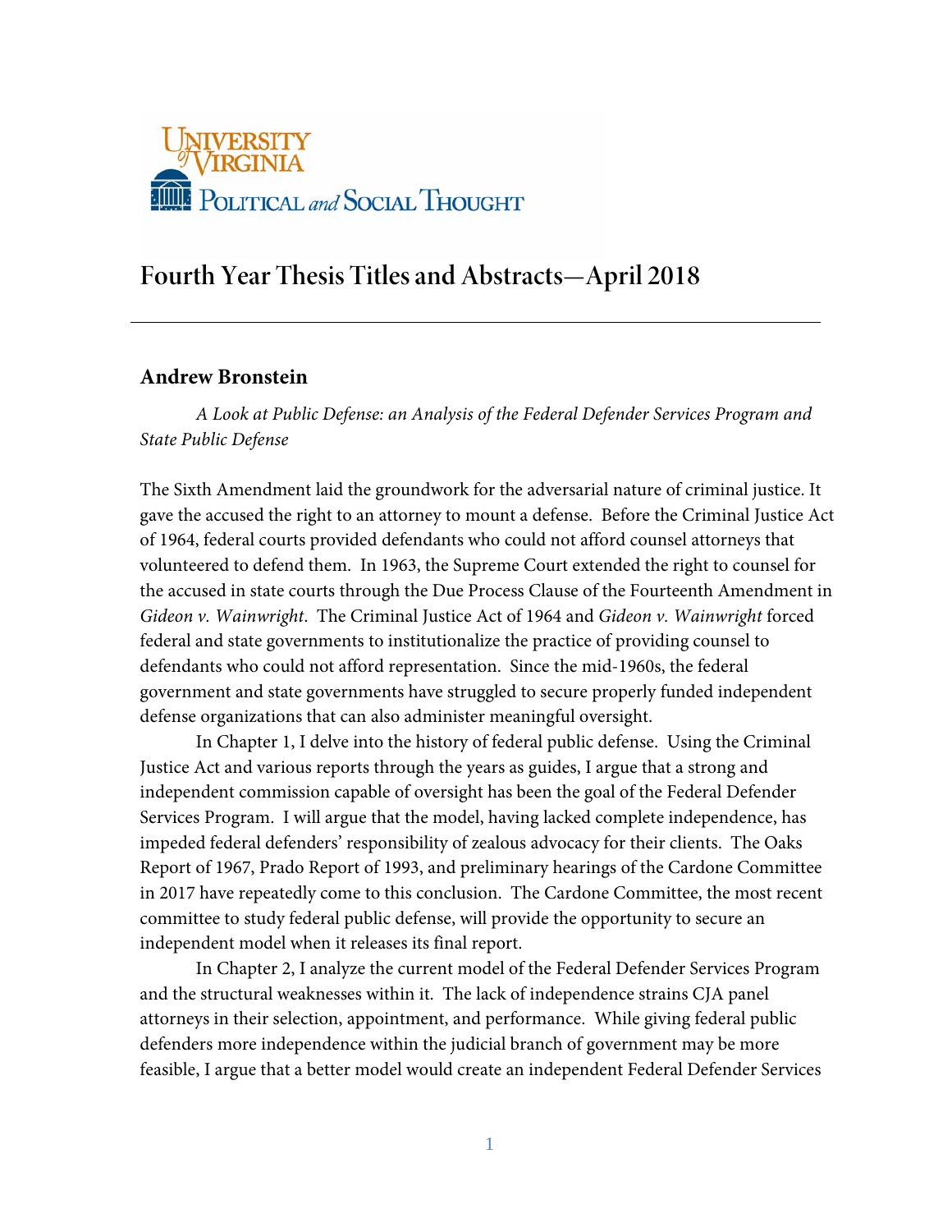# Fourth Year Thesis Titles and Abstracts—April 2018

---

## Andrew Bronstein

*A Look at Public Defense: an Analysis of the Federal Defender Services Program and State Public Defense*

The Sixth Amendment laid the groundwork for the adversarial nature of criminal justice. It gave the accused the right to an attorney to mount a defense. Before the Criminal Justice Act of 1964, federal courts provided defendants who could not afford counsel attorneys that volunteered to defend them. In 1963, the Supreme Court extended the right to counsel for the accused in state courts through the Due Process Clause of the Fourteenth Amendment in *Gideon v. Wainwright*. The Criminal Justice Act of 1964 and *Gideon v. Wainwright* forced federal and state governments to institutionalize the practice of providing counsel to defendants who could not afford representation. Since the mid-1960s, the federal government and state governments have struggled to secure properly funded independent defense organizations that can also administer meaningful oversight.

In Chapter 1, I delve into the history of federal public defense. Using the Criminal Justice Act and various reports through the years as guides, I argue that a strong and independent commission capable of oversight has been the goal of the Federal Defender Services Program. I will argue that the model, having lacked complete independence, has impeded federal defenders' responsibility of zealous advocacy for their clients. The Oaks Report of 1967, Prado Report of 1993, and preliminary hearings of the Cardone Committee in 2017 have repeatedly come to this conclusion. The Cardone Committee, the most recent committee to study federal public defense, will provide the opportunity to secure an independent model when it releases its final report.

In Chapter 2, I analyze the current model of the Federal Defender Services Program and the structural weaknesses within it. The lack of independence strains CJA panel attorneys in their selection, appointment, and performance. While giving federal public defenders more independence within the judicial branch of government may be more feasible, I argue that a better model would create an independent Federal Defender Services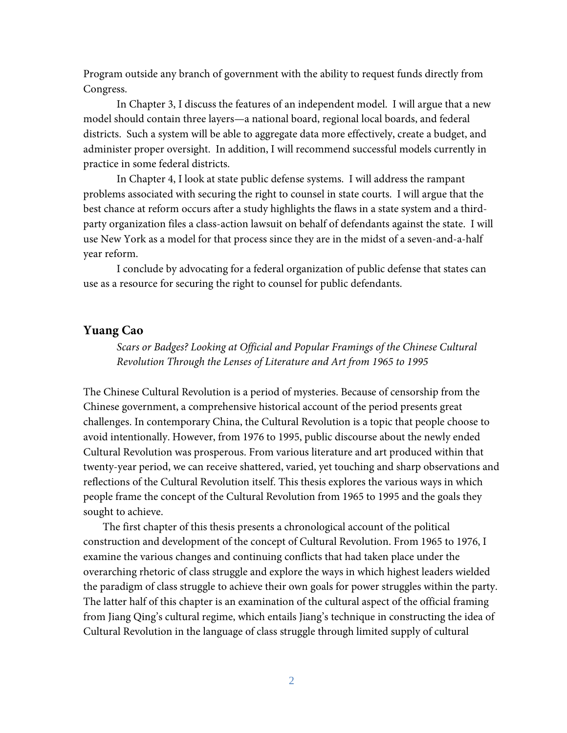Program outside any branch of government with the ability to request funds directly from Congress.

In Chapter 3, I discuss the features of an independent model. I will argue that a new model should contain three layers—a national board, regional local boards, and federal districts. Such a system will be able to aggregate data more effectively, create a budget, and administer proper oversight. In addition, I will recommend successful models currently in practice in some federal districts.

In Chapter 4, I look at state public defense systems. I will address the rampant problems associated with securing the right to counsel in state courts. I will argue that the best chance at reform occurs after a study highlights the flaws in a state system and a third-party organization files a class-action lawsuit on behalf of defendants against the state. I will use New York as a model for that process since they are in the midst of a seven-and-a-half year reform.

I conclude by advocating for a federal organization of public defense that states can use as a resource for securing the right to counsel for public defendants.

### Yuang Cao

*Scars or Badges? Looking at Official and Popular Framings of the Chinese Cultural Revolution Through the Lenses of Literature and Art from 1965 to 1995*

The Chinese Cultural Revolution is a period of mysteries. Because of censorship from the Chinese government, a comprehensive historical account of the period presents great challenges. In contemporary China, the Cultural Revolution is a topic that people choose to avoid intentionally. However, from 1976 to 1995, public discourse about the newly ended Cultural Revolution was prosperous. From various literature and art produced within that twenty-year period, we can receive shattered, varied, yet touching and sharp observations and reflections of the Cultural Revolution itself. This thesis explores the various ways in which people frame the concept of the Cultural Revolution from 1965 to 1995 and the goals they sought to achieve.

The first chapter of this thesis presents a chronological account of the political construction and development of the concept of Cultural Revolution. From 1965 to 1976, I examine the various changes and continuing conflicts that had taken place under the overarching rhetoric of class struggle and explore the ways in which highest leaders wielded the paradigm of class struggle to achieve their own goals for power struggles within the party. The latter half of this chapter is an examination of the cultural aspect of the official framing from Jiang Qing's cultural regime, which entails Jiang's technique in constructing the idea of Cultural Revolution in the language of class struggle through limited supply of cultural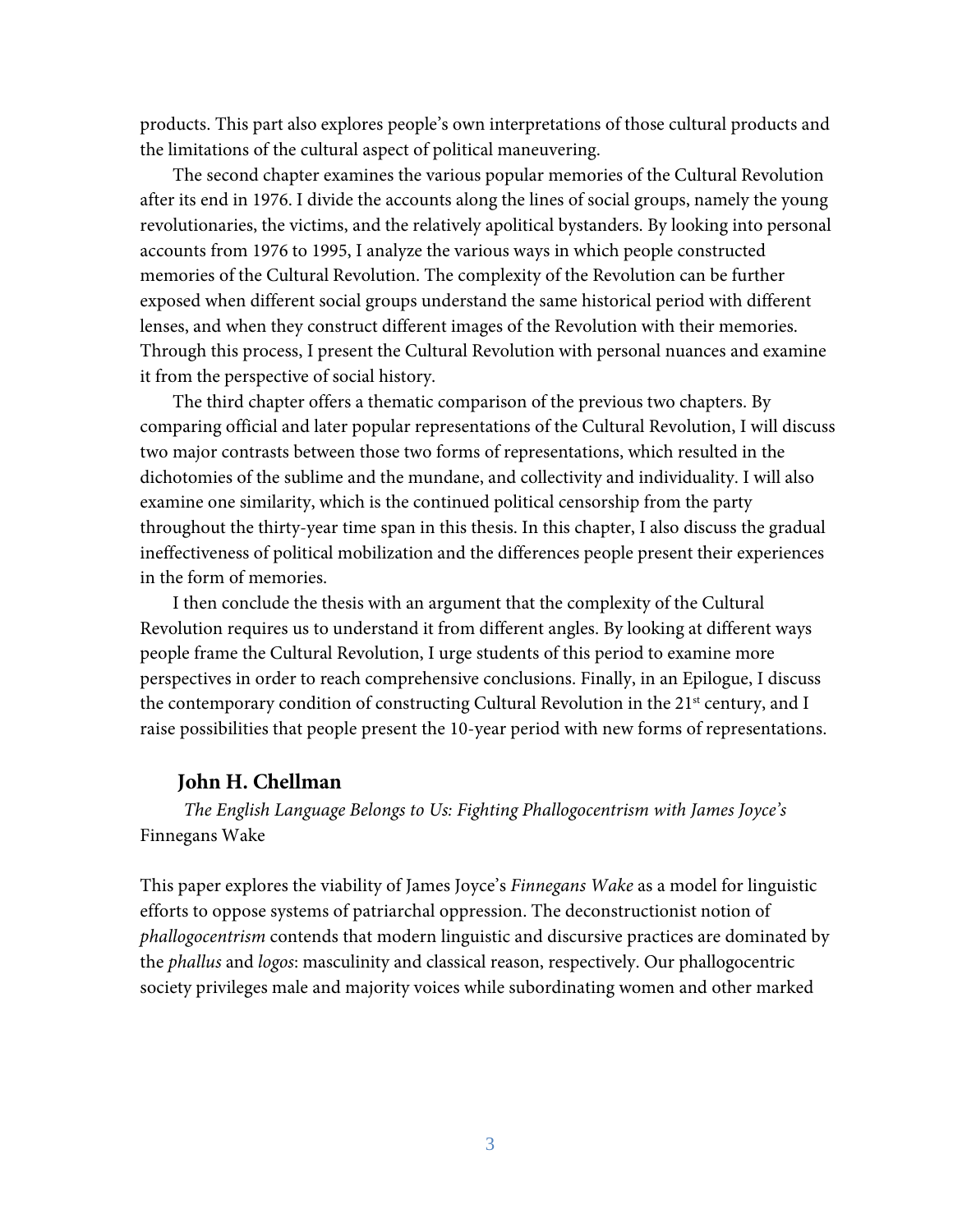products. This part also explores people's own interpretations of those cultural products and the limitations of the cultural aspect of political maneuvering.

The second chapter examines the various popular memories of the Cultural Revolution after its end in 1976. I divide the accounts along the lines of social groups, namely the young revolutionaries, the victims, and the relatively apolitical bystanders. By looking into personal accounts from 1976 to 1995, I analyze the various ways in which people constructed memories of the Cultural Revolution. The complexity of the Revolution can be further exposed when different social groups understand the same historical period with different lenses, and when they construct different images of the Revolution with their memories. Through this process, I present the Cultural Revolution with personal nuances and examine it from the perspective of social history.

The third chapter offers a thematic comparison of the previous two chapters. By comparing official and later popular representations of the Cultural Revolution, I will discuss two major contrasts between those two forms of representations, which resulted in the dichotomies of the sublime and the mundane, and collectivity and individuality. I will also examine one similarity, which is the continued political censorship from the party throughout the thirty-year time span in this thesis. In this chapter, I also discuss the gradual ineffectiveness of political mobilization and the differences people present their experiences in the form of memories.

I then conclude the thesis with an argument that the complexity of the Cultural Revolution requires us to understand it from different angles. By looking at different ways people frame the Cultural Revolution, I urge students of this period to examine more perspectives in order to reach comprehensive conclusions. Finally, in an Epilogue, I discuss the contemporary condition of constructing Cultural Revolution in the 21st century, and I raise possibilities that people present the 10-year period with new forms of representations.

### John H. Chellman

*The English Language Belongs to Us: Fighting Phallogocentrism with James Joyce's* Finnegans Wake

This paper explores the viability of James Joyce's *Finnegans Wake* as a model for linguistic efforts to oppose systems of patriarchal oppression. The deconstructionist notion of *phallogocentrism* contends that modern linguistic and discursive practices are dominated by the *phallus* and *logos*: masculinity and classical reason, respectively. Our phallogocentric society privileges male and majority voices while subordinating women and other marked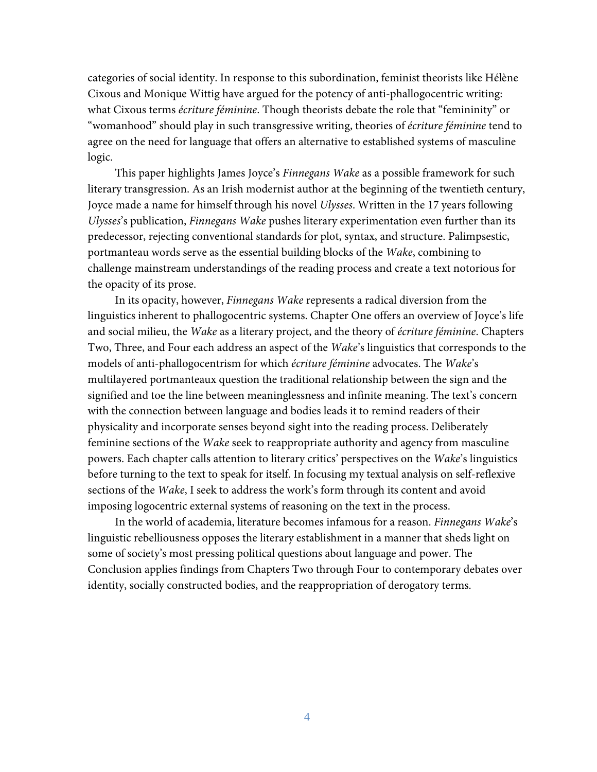categories of social identity. In response to this subordination, feminist theorists like Hélène Cixous and Monique Wittig have argued for the potency of anti-phallogocentric writing: what Cixous terms *écriture féminine*. Though theorists debate the role that "femininity" or "womanhood" should play in such transgressive writing, theories of *écriture féminine* tend to agree on the need for language that offers an alternative to established systems of masculine logic.

This paper highlights James Joyce's *Finnegans Wake* as a possible framework for such literary transgression. As an Irish modernist author at the beginning of the twentieth century, Joyce made a name for himself through his novel *Ulysses*. Written in the 17 years following *Ulysses*'s publication, *Finnegans Wake* pushes literary experimentation even further than its predecessor, rejecting conventional standards for plot, syntax, and structure. Palimpsestic, portmanteau words serve as the essential building blocks of the *Wake*, combining to challenge mainstream understandings of the reading process and create a text notorious for the opacity of its prose.

In its opacity, however, *Finnegans Wake* represents a radical diversion from the linguistics inherent to phallogocentric systems. Chapter One offers an overview of Joyce's life and social milieu, the *Wake* as a literary project, and the theory of *écriture féminine*. Chapters Two, Three, and Four each address an aspect of the *Wake*'s linguistics that corresponds to the models of anti-phallogocentrism for which *écriture féminine* advocates. The *Wake*'s multilayered portmanteaux question the traditional relationship between the sign and the signified and toe the line between meaninglessness and infinite meaning. The text's concern with the connection between language and bodies leads it to remind readers of their physicality and incorporate senses beyond sight into the reading process. Deliberately feminine sections of the *Wake* seek to reappropriate authority and agency from masculine powers. Each chapter calls attention to literary critics' perspectives on the *Wake*'s linguistics before turning to the text to speak for itself. In focusing my textual analysis on self-reflexive sections of the *Wake*, I seek to address the work's form through its content and avoid imposing logocentric external systems of reasoning on the text in the process.

In the world of academia, literature becomes infamous for a reason. *Finnegans Wake*'s linguistic rebelliousness opposes the literary establishment in a manner that sheds light on some of society's most pressing political questions about language and power. The Conclusion applies findings from Chapters Two through Four to contemporary debates over identity, socially constructed bodies, and the reappropriation of derogatory terms.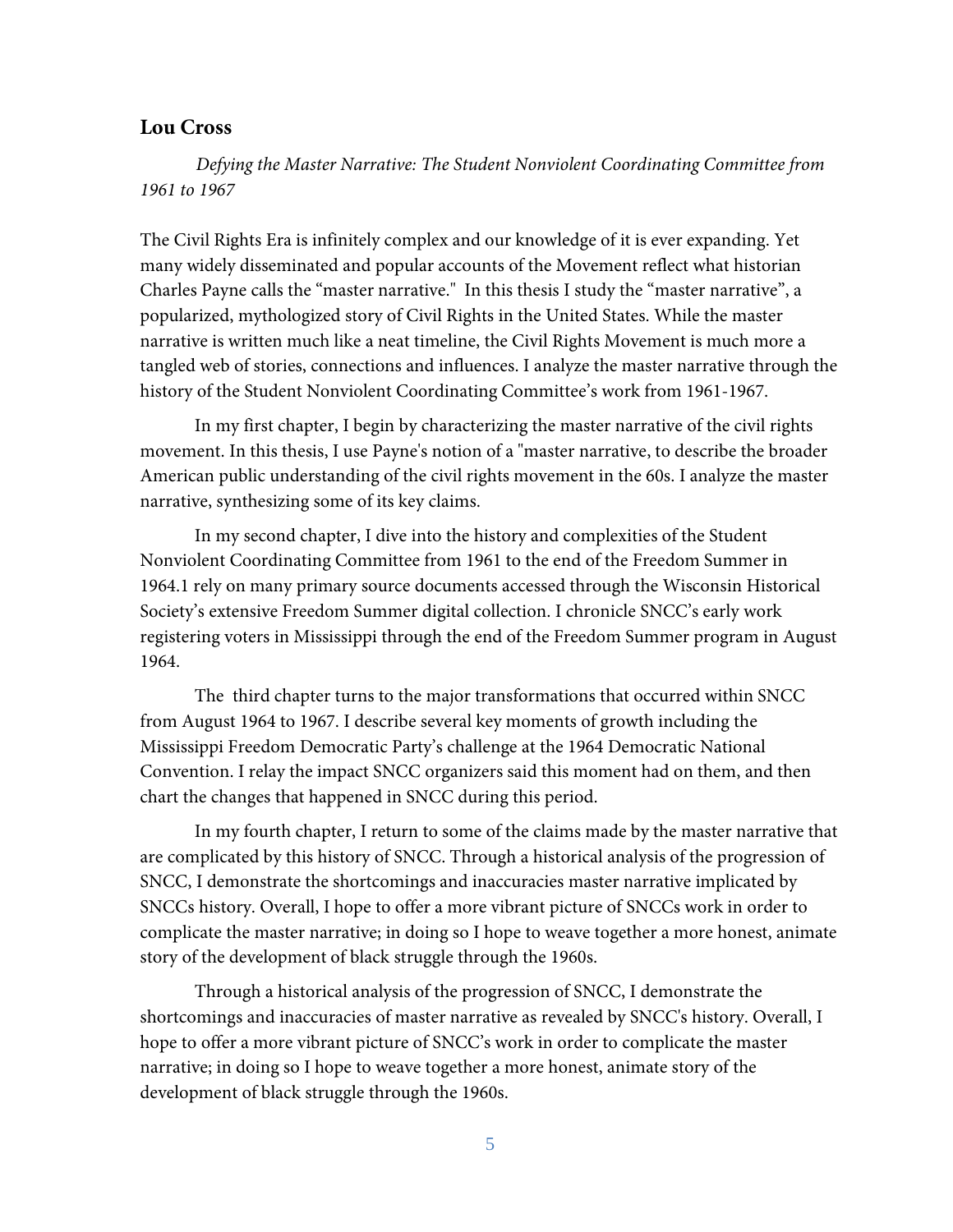**Lou Cross**

*Defying the Master Narrative: The Student Nonviolent Coordinating Committee from 1961 to 1967*

The Civil Rights Era is infinitely complex and our knowledge of it is ever expanding. Yet many widely disseminated and popular accounts of the Movement reflect what historian Charles Payne calls the "master narrative." In this thesis I study the "master narrative", a popularized, mythologized story of Civil Rights in the United States. While the master narrative is written much like a neat timeline, the Civil Rights Movement is much more a tangled web of stories, connections and influences. I analyze the master narrative through the history of the Student Nonviolent Coordinating Committee's work from 1961-1967.

In my first chapter, I begin by characterizing the master narrative of the civil rights movement. In this thesis, I use Payne's notion of a "master narrative, to describe the broader American public understanding of the civil rights movement in the 60s. I analyze the master narrative, synthesizing some of its key claims.

In my second chapter, I dive into the history and complexities of the Student Nonviolent Coordinating Committee from 1961 to the end of the Freedom Summer in 1964.1 rely on many primary source documents accessed through the Wisconsin Historical Society's extensive Freedom Summer digital collection. I chronicle SNCC's early work registering voters in Mississippi through the end of the Freedom Summer program in August 1964.

The third chapter turns to the major transformations that occurred within SNCC from August 1964 to 1967. I describe several key moments of growth including the Mississippi Freedom Democratic Party's challenge at the 1964 Democratic National Convention. I relay the impact SNCC organizers said this moment had on them, and then chart the changes that happened in SNCC during this period.

In my fourth chapter, I return to some of the claims made by the master narrative that are complicated by this history of SNCC. Through a historical analysis of the progression of SNCC, I demonstrate the shortcomings and inaccuracies master narrative implicated by SNCCs history. Overall, I hope to offer a more vibrant picture of SNCCs work in order to complicate the master narrative; in doing so I hope to weave together a more honest, animate story of the development of black struggle through the 1960s.

Through a historical analysis of the progression of SNCC, I demonstrate the shortcomings and inaccuracies of master narrative as revealed by SNCC's history. Overall, I hope to offer a more vibrant picture of SNCC's work in order to complicate the master narrative; in doing so I hope to weave together a more honest, animate story of the development of black struggle through the 1960s.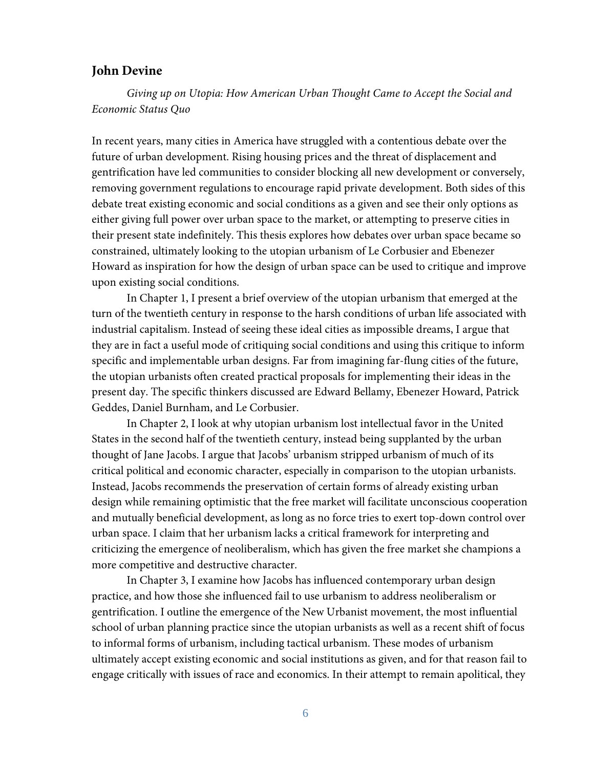**John Devine**

*Giving up on Utopia: How American Urban Thought Came to Accept the Social and Economic Status Quo*

In recent years, many cities in America have struggled with a contentious debate over the future of urban development. Rising housing prices and the threat of displacement and gentrification have led communities to consider blocking all new development or conversely, removing government regulations to encourage rapid private development. Both sides of this debate treat existing economic and social conditions as a given and see their only options as either giving full power over urban space to the market, or attempting to preserve cities in their present state indefinitely. This thesis explores how debates over urban space became so constrained, ultimately looking to the utopian urbanism of Le Corbusier and Ebenezer Howard as inspiration for how the design of urban space can be used to critique and improve upon existing social conditions.

In Chapter 1, I present a brief overview of the utopian urbanism that emerged at the turn of the twentieth century in response to the harsh conditions of urban life associated with industrial capitalism. Instead of seeing these ideal cities as impossible dreams, I argue that they are in fact a useful mode of critiquing social conditions and using this critique to inform specific and implementable urban designs. Far from imagining far-flung cities of the future, the utopian urbanists often created practical proposals for implementing their ideas in the present day. The specific thinkers discussed are Edward Bellamy, Ebenezer Howard, Patrick Geddes, Daniel Burnham, and Le Corbusier.

In Chapter 2, I look at why utopian urbanism lost intellectual favor in the United States in the second half of the twentieth century, instead being supplanted by the urban thought of Jane Jacobs. I argue that Jacobs' urbanism stripped urbanism of much of its critical political and economic character, especially in comparison to the utopian urbanists. Instead, Jacobs recommends the preservation of certain forms of already existing urban design while remaining optimistic that the free market will facilitate unconscious cooperation and mutually beneficial development, as long as no force tries to exert top-down control over urban space. I claim that her urbanism lacks a critical framework for interpreting and criticizing the emergence of neoliberalism, which has given the free market she champions a more competitive and destructive character.

In Chapter 3, I examine how Jacobs has influenced contemporary urban design practice, and how those she influenced fail to use urbanism to address neoliberalism or gentrification. I outline the emergence of the New Urbanist movement, the most influential school of urban planning practice since the utopian urbanists as well as a recent shift of focus to informal forms of urbanism, including tactical urbanism. These modes of urbanism ultimately accept existing economic and social institutions as given, and for that reason fail to engage critically with issues of race and economics. In their attempt to remain apolitical, they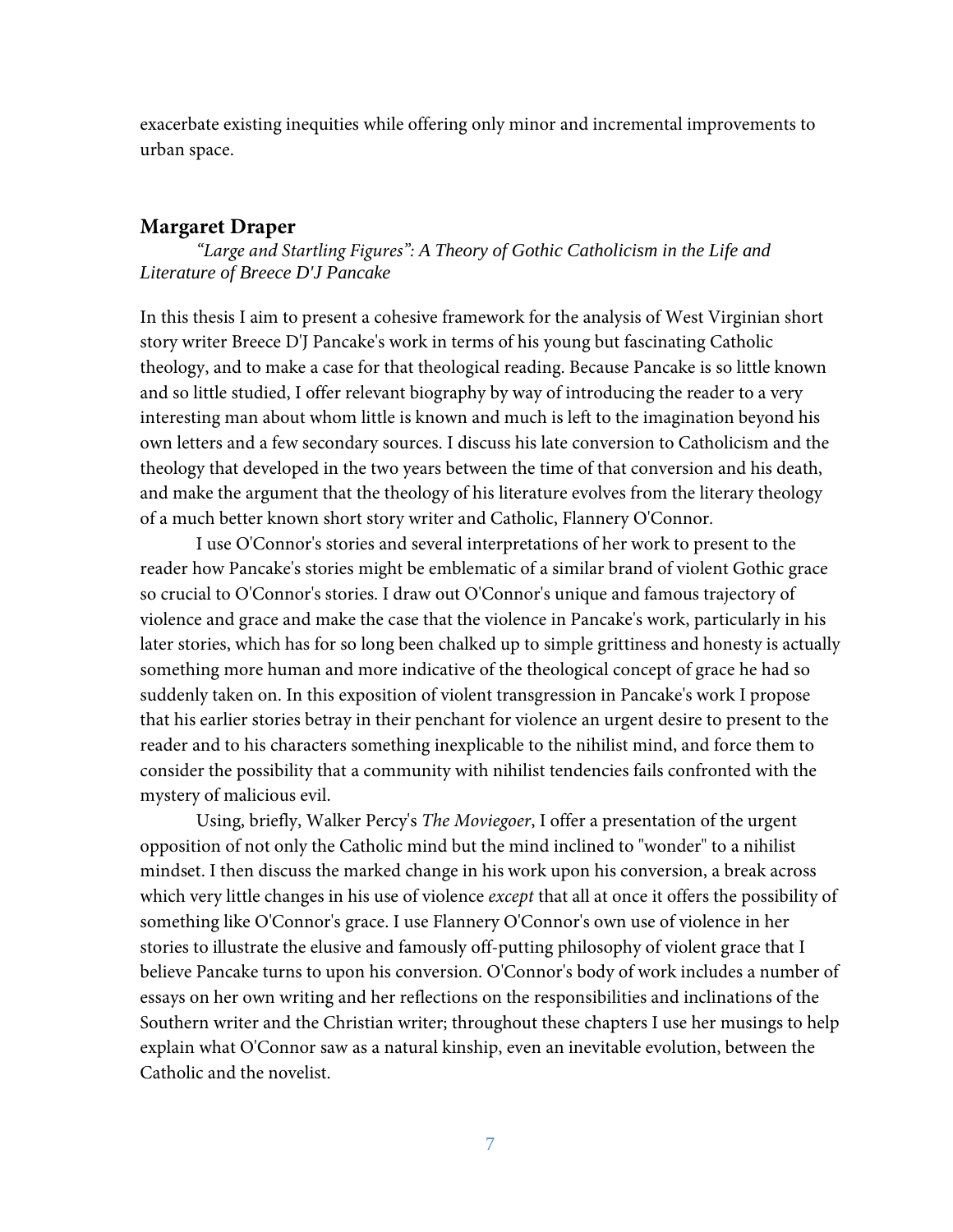exacerbate existing inequities while offering only minor and incremental improvements to urban space.

## Margaret Draper

*"Large and Startling Figures": A Theory of Gothic Catholicism in the Life and Literature of Breece D'J Pancake*

In this thesis I aim to present a cohesive framework for the analysis of West Virginian short story writer Breece D'J Pancake's work in terms of his young but fascinating Catholic theology, and to make a case for that theological reading. Because Pancake is so little known and so little studied, I offer relevant biography by way of introducing the reader to a very interesting man about whom little is known and much is left to the imagination beyond his own letters and a few secondary sources. I discuss his late conversion to Catholicism and the theology that developed in the two years between the time of that conversion and his death, and make the argument that the theology of his literature evolves from the literary theology of a much better known short story writer and Catholic, Flannery O'Connor.

I use O'Connor's stories and several interpretations of her work to present to the reader how Pancake's stories might be emblematic of a similar brand of violent Gothic grace so crucial to O'Connor's stories. I draw out O'Connor's unique and famous trajectory of violence and grace and make the case that the violence in Pancake's work, particularly in his later stories, which has for so long been chalked up to simple grittiness and honesty is actually something more human and more indicative of the theological concept of grace he had so suddenly taken on. In this exposition of violent transgression in Pancake's work I propose that his earlier stories betray in their penchant for violence an urgent desire to present to the reader and to his characters something inexplicable to the nihilist mind, and force them to consider the possibility that a community with nihilist tendencies fails confronted with the mystery of malicious evil.

Using, briefly, Walker Percy's *The Moviegoer*, I offer a presentation of the urgent opposition of not only the Catholic mind but the mind inclined to "wonder" to a nihilist mindset. I then discuss the marked change in his work upon his conversion, a break across which very little changes in his use of violence *except* that all at once it offers the possibility of something like O'Connor's grace. I use Flannery O'Connor's own use of violence in her stories to illustrate the elusive and famously off-putting philosophy of violent grace that I believe Pancake turns to upon his conversion. O'Connor's body of work includes a number of essays on her own writing and her reflections on the responsibilities and inclinations of the Southern writer and the Christian writer; throughout these chapters I use her musings to help explain what O'Connor saw as a natural kinship, even an inevitable evolution, between the Catholic and the novelist.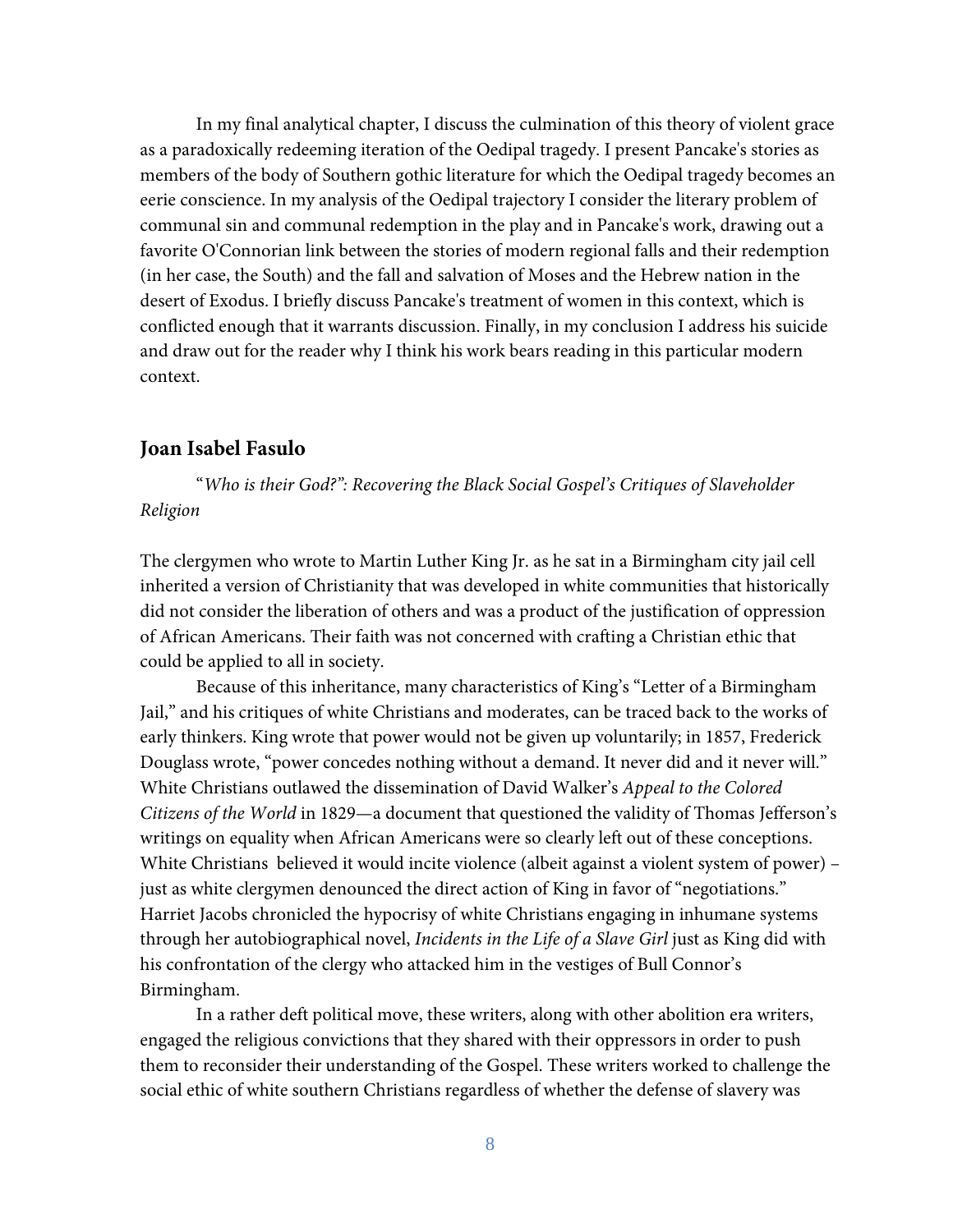In my final analytical chapter, I discuss the culmination of this theory of violent grace as a paradoxically redeeming iteration of the Oedipal tragedy. I present Pancake's stories as members of the body of Southern gothic literature for which the Oedipal tragedy becomes an eerie conscience. In my analysis of the Oedipal trajectory I consider the literary problem of communal sin and communal redemption in the play and in Pancake's work, drawing out a favorite O'Connorian link between the stories of modern regional falls and their redemption (in her case, the South) and the fall and salvation of Moses and the Hebrew nation in the desert of Exodus. I briefly discuss Pancake's treatment of women in this context, which is conflicted enough that it warrants discussion. Finally, in my conclusion I address his suicide and draw out for the reader why I think his work bears reading in this particular modern context.

## Joan Isabel Fasulo

"*Who is their God?": Recovering the Black Social Gospel's Critiques of Slaveholder Religion*

The clergymen who wrote to Martin Luther King Jr. as he sat in a Birmingham city jail cell inherited a version of Christianity that was developed in white communities that historically did not consider the liberation of others and was a product of the justification of oppression of African Americans. Their faith was not concerned with crafting a Christian ethic that could be applied to all in society.

Because of this inheritance, many characteristics of King's "Letter of a Birmingham Jail," and his critiques of white Christians and moderates, can be traced back to the works of early thinkers. King wrote that power would not be given up voluntarily; in 1857, Frederick Douglass wrote, "power concedes nothing without a demand. It never did and it never will." White Christians outlawed the dissemination of David Walker's *Appeal to the Colored Citizens of the World* in 1829—a document that questioned the validity of Thomas Jefferson's writings on equality when African Americans were so clearly left out of these conceptions. White Christians believed it would incite violence (albeit against a violent system of power) – just as white clergymen denounced the direct action of King in favor of "negotiations." Harriet Jacobs chronicled the hypocrisy of white Christians engaging in inhumane systems through her autobiographical novel, *Incidents in the Life of a Slave Girl* just as King did with his confrontation of the clergy who attacked him in the vestiges of Bull Connor's Birmingham.

In a rather deft political move, these writers, along with other abolition era writers, engaged the religious convictions that they shared with their oppressors in order to push them to reconsider their understanding of the Gospel. These writers worked to challenge the social ethic of white southern Christians regardless of whether the defense of slavery was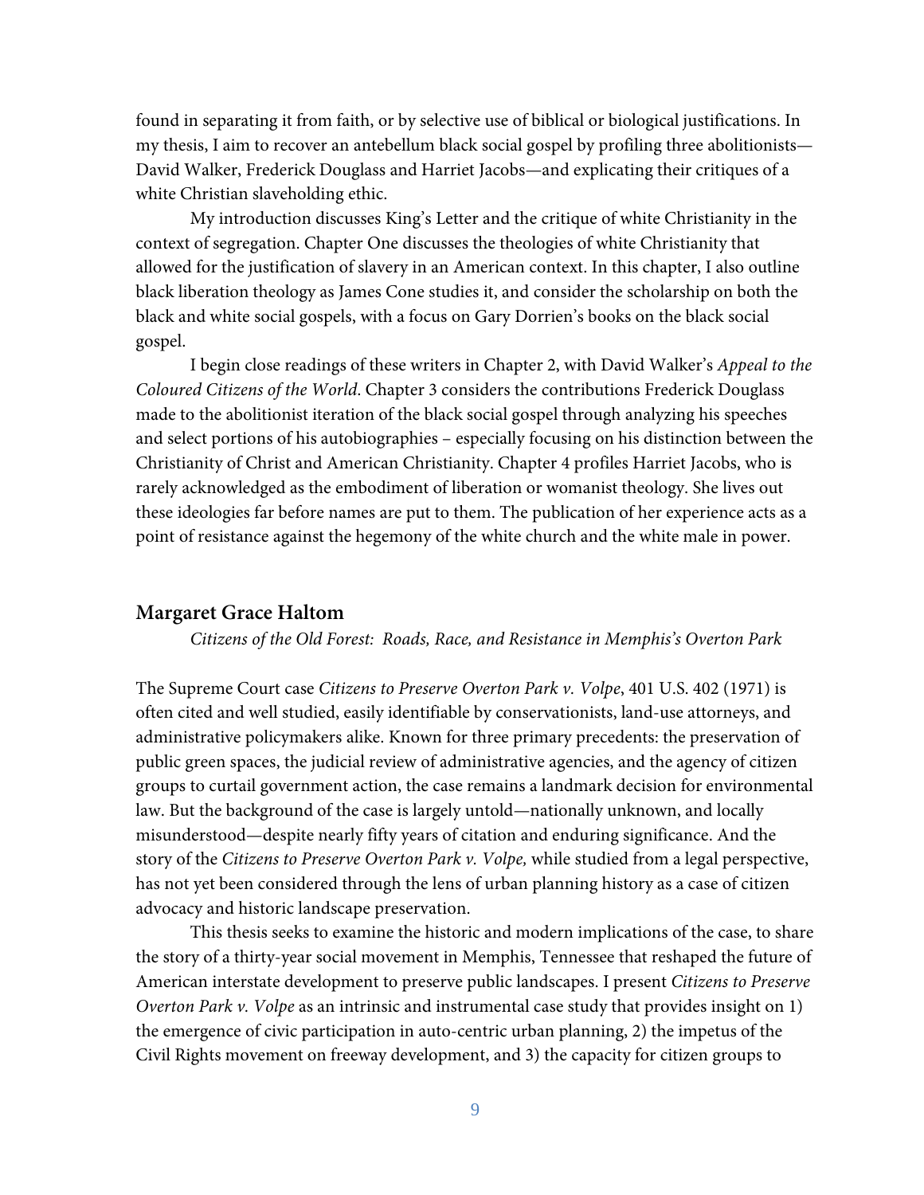found in separating it from faith, or by selective use of biblical or biological justifications. In my thesis, I aim to recover an antebellum black social gospel by profiling three abolitionists—David Walker, Frederick Douglass and Harriet Jacobs—and explicating their critiques of a white Christian slaveholding ethic.

My introduction discusses King's Letter and the critique of white Christianity in the context of segregation. Chapter One discusses the theologies of white Christianity that allowed for the justification of slavery in an American context. In this chapter, I also outline black liberation theology as James Cone studies it, and consider the scholarship on both the black and white social gospels, with a focus on Gary Dorrien's books on the black social gospel.

I begin close readings of these writers in Chapter 2, with David Walker's *Appeal to the Coloured Citizens of the World*. Chapter 3 considers the contributions Frederick Douglass made to the abolitionist iteration of the black social gospel through analyzing his speeches and select portions of his autobiographies – especially focusing on his distinction between the Christianity of Christ and American Christianity. Chapter 4 profiles Harriet Jacobs, who is rarely acknowledged as the embodiment of liberation or womanist theology. She lives out these ideologies far before names are put to them. The publication of her experience acts as a point of resistance against the hegemony of the white church and the white male in power.

### Margaret Grace Haltom

*Citizens of the Old Forest: Roads, Race, and Resistance in Memphis's Overton Park*

The Supreme Court case *Citizens to Preserve Overton Park v. Volpe*, 401 U.S. 402 (1971) is often cited and well studied, easily identifiable by conservationists, land-use attorneys, and administrative policymakers alike. Known for three primary precedents: the preservation of public green spaces, the judicial review of administrative agencies, and the agency of citizen groups to curtail government action, the case remains a landmark decision for environmental law. But the background of the case is largely untold—nationally unknown, and locally misunderstood—despite nearly fifty years of citation and enduring significance. And the story of the *Citizens to Preserve Overton Park v. Volpe,* while studied from a legal perspective, has not yet been considered through the lens of urban planning history as a case of citizen advocacy and historic landscape preservation.

This thesis seeks to examine the historic and modern implications of the case, to share the story of a thirty-year social movement in Memphis, Tennessee that reshaped the future of American interstate development to preserve public landscapes. I present *Citizens to Preserve Overton Park v. Volpe* as an intrinsic and instrumental case study that provides insight on 1) the emergence of civic participation in auto-centric urban planning, 2) the impetus of the Civil Rights movement on freeway development, and 3) the capacity for citizen groups to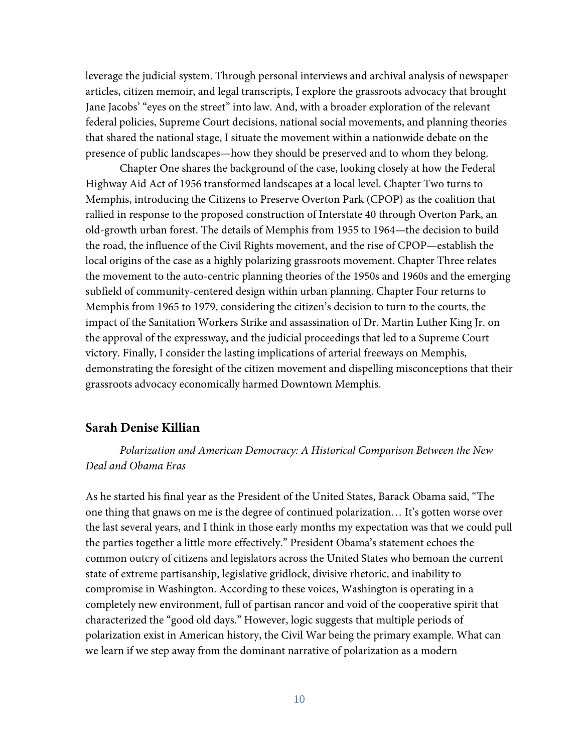leverage the judicial system. Through personal interviews and archival analysis of newspaper articles, citizen memoir, and legal transcripts, I explore the grassroots advocacy that brought Jane Jacobs' "eyes on the street" into law. And, with a broader exploration of the relevant federal policies, Supreme Court decisions, national social movements, and planning theories that shared the national stage, I situate the movement within a nationwide debate on the presence of public landscapes—how they should be preserved and to whom they belong.

Chapter One shares the background of the case, looking closely at how the Federal Highway Aid Act of 1956 transformed landscapes at a local level. Chapter Two turns to Memphis, introducing the Citizens to Preserve Overton Park (CPOP) as the coalition that rallied in response to the proposed construction of Interstate 40 through Overton Park, an old-growth urban forest. The details of Memphis from 1955 to 1964—the decision to build the road, the influence of the Civil Rights movement, and the rise of CPOP—establish the local origins of the case as a highly polarizing grassroots movement. Chapter Three relates the movement to the auto-centric planning theories of the 1950s and 1960s and the emerging subfield of community-centered design within urban planning. Chapter Four returns to Memphis from 1965 to 1979, considering the citizen's decision to turn to the courts, the impact of the Sanitation Workers Strike and assassination of Dr. Martin Luther King Jr. on the approval of the expressway, and the judicial proceedings that led to a Supreme Court victory. Finally, I consider the lasting implications of arterial freeways on Memphis, demonstrating the foresight of the citizen movement and dispelling misconceptions that their grassroots advocacy economically harmed Downtown Memphis.

## Sarah Denise Killian

*Polarization and American Democracy: A Historical Comparison Between the New Deal and Obama Eras*

As he started his final year as the President of the United States, Barack Obama said, "The one thing that gnaws on me is the degree of continued polarization… It's gotten worse over the last several years, and I think in those early months my expectation was that we could pull the parties together a little more effectively." President Obama's statement echoes the common outcry of citizens and legislators across the United States who bemoan the current state of extreme partisanship, legislative gridlock, divisive rhetoric, and inability to compromise in Washington. According to these voices, Washington is operating in a completely new environment, full of partisan rancor and void of the cooperative spirit that characterized the "good old days." However, logic suggests that multiple periods of polarization exist in American history, the Civil War being the primary example. What can we learn if we step away from the dominant narrative of polarization as a modern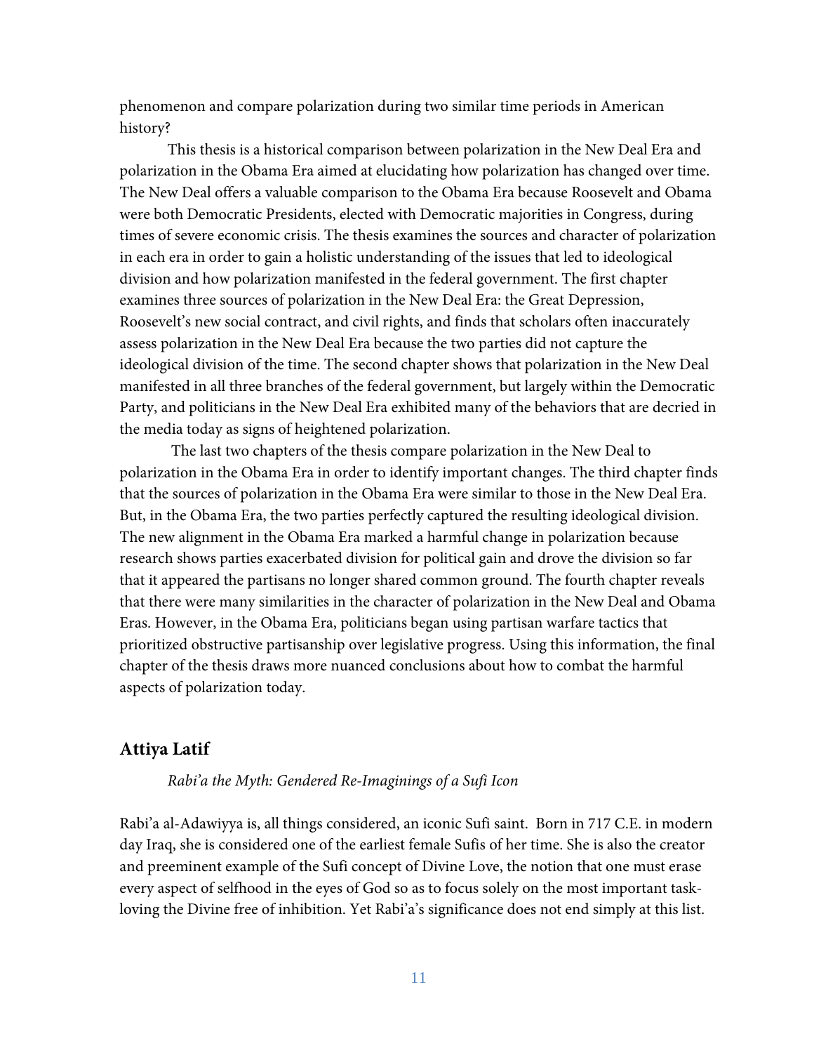phenomenon and compare polarization during two similar time periods in American history?

This thesis is a historical comparison between polarization in the New Deal Era and polarization in the Obama Era aimed at elucidating how polarization has changed over time. The New Deal offers a valuable comparison to the Obama Era because Roosevelt and Obama were both Democratic Presidents, elected with Democratic majorities in Congress, during times of severe economic crisis. The thesis examines the sources and character of polarization in each era in order to gain a holistic understanding of the issues that led to ideological division and how polarization manifested in the federal government. The first chapter examines three sources of polarization in the New Deal Era: the Great Depression, Roosevelt's new social contract, and civil rights, and finds that scholars often inaccurately assess polarization in the New Deal Era because the two parties did not capture the ideological division of the time. The second chapter shows that polarization in the New Deal manifested in all three branches of the federal government, but largely within the Democratic Party, and politicians in the New Deal Era exhibited many of the behaviors that are decried in the media today as signs of heightened polarization.

The last two chapters of the thesis compare polarization in the New Deal to polarization in the Obama Era in order to identify important changes. The third chapter finds that the sources of polarization in the Obama Era were similar to those in the New Deal Era. But, in the Obama Era, the two parties perfectly captured the resulting ideological division. The new alignment in the Obama Era marked a harmful change in polarization because research shows parties exacerbated division for political gain and drove the division so far that it appeared the partisans no longer shared common ground. The fourth chapter reveals that there were many similarities in the character of polarization in the New Deal and Obama Eras. However, in the Obama Era, politicians began using partisan warfare tactics that prioritized obstructive partisanship over legislative progress. Using this information, the final chapter of the thesis draws more nuanced conclusions about how to combat the harmful aspects of polarization today.

## Attiya Latif

*Rabi'a the Myth: Gendered Re-Imaginings of a Sufi Icon*

Rabi'a al-Adawiyya is, all things considered, an iconic Sufi saint. Born in 717 C.E. in modern day Iraq, she is considered one of the earliest female Sufis of her time. She is also the creator and preeminent example of the Sufi concept of Divine Love, the notion that one must erase every aspect of selfhood in the eyes of God so as to focus solely on the most important task-loving the Divine free of inhibition. Yet Rabi'a's significance does not end simply at this list.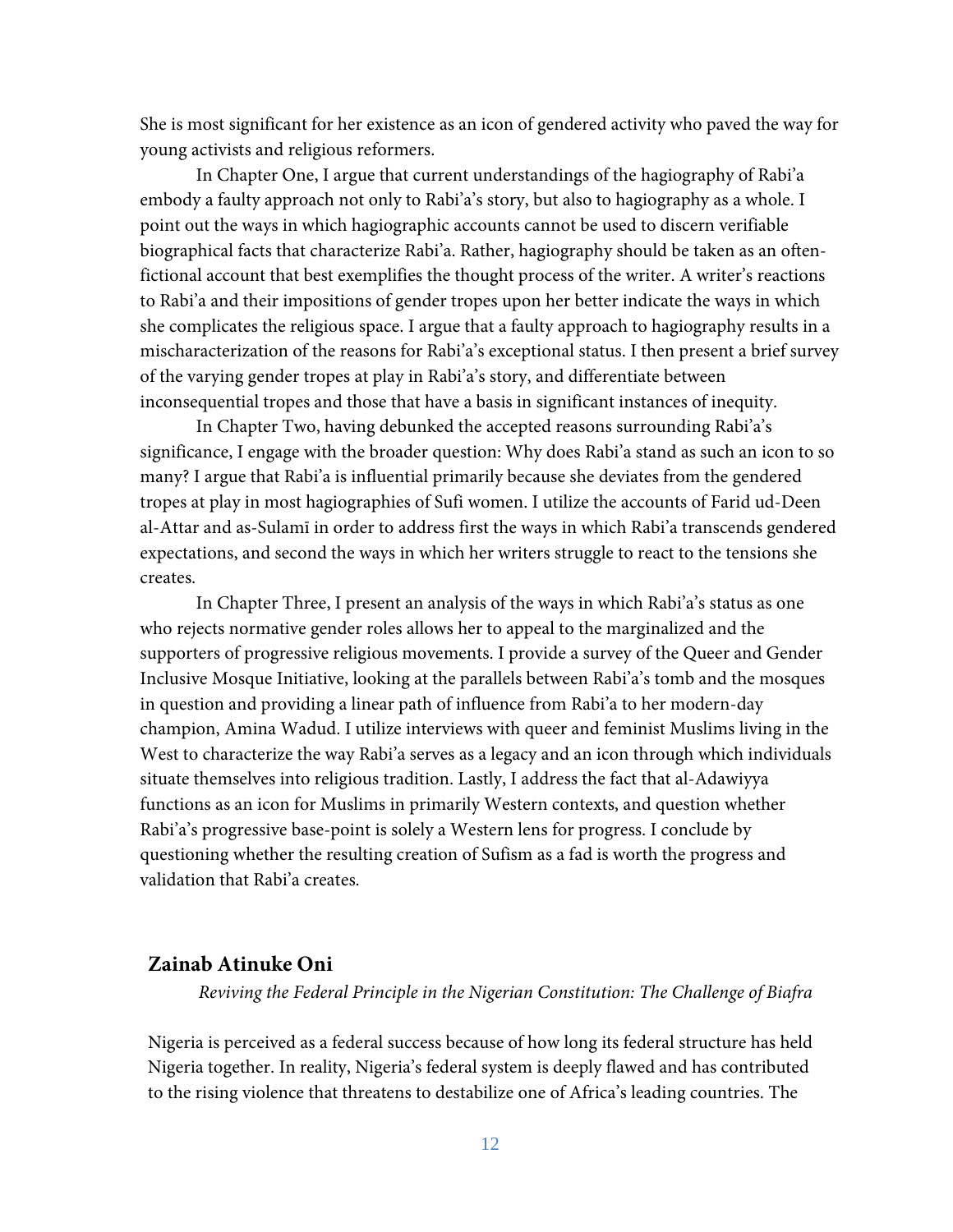She is most significant for her existence as an icon of gendered activity who paved the way for young activists and religious reformers.

In Chapter One, I argue that current understandings of the hagiography of Rabi'a embody a faulty approach not only to Rabi'a's story, but also to hagiography as a whole. I point out the ways in which hagiographic accounts cannot be used to discern verifiable biographical facts that characterize Rabi'a. Rather, hagiography should be taken as an often-fictional account that best exemplifies the thought process of the writer. A writer's reactions to Rabi'a and their impositions of gender tropes upon her better indicate the ways in which she complicates the religious space. I argue that a faulty approach to hagiography results in a mischaracterization of the reasons for Rabi'a's exceptional status. I then present a brief survey of the varying gender tropes at play in Rabi'a's story, and differentiate between inconsequential tropes and those that have a basis in significant instances of inequity.

In Chapter Two, having debunked the accepted reasons surrounding Rabi'a's significance, I engage with the broader question: Why does Rabi'a stand as such an icon to so many? I argue that Rabi'a is influential primarily because she deviates from the gendered tropes at play in most hagiographies of Sufi women. I utilize the accounts of Farid ud-Deen al-Attar and as-Sulamī in order to address first the ways in which Rabi'a transcends gendered expectations, and second the ways in which her writers struggle to react to the tensions she creates.

In Chapter Three, I present an analysis of the ways in which Rabi'a's status as one who rejects normative gender roles allows her to appeal to the marginalized and the supporters of progressive religious movements. I provide a survey of the Queer and Gender Inclusive Mosque Initiative, looking at the parallels between Rabi'a's tomb and the mosques in question and providing a linear path of influence from Rabi'a to her modern-day champion, Amina Wadud. I utilize interviews with queer and feminist Muslims living in the West to characterize the way Rabi'a serves as a legacy and an icon through which individuals situate themselves into religious tradition. Lastly, I address the fact that al-Adawiyya functions as an icon for Muslims in primarily Western contexts, and question whether Rabi'a's progressive base-point is solely a Western lens for progress. I conclude by questioning whether the resulting creation of Sufism as a fad is worth the progress and validation that Rabi'a creates.

## Zainab Atinuke Oni

*Reviving the Federal Principle in the Nigerian Constitution: The Challenge of Biafra*

Nigeria is perceived as a federal success because of how long its federal structure has held Nigeria together. In reality, Nigeria's federal system is deeply flawed and has contributed to the rising violence that threatens to destabilize one of Africa's leading countries. The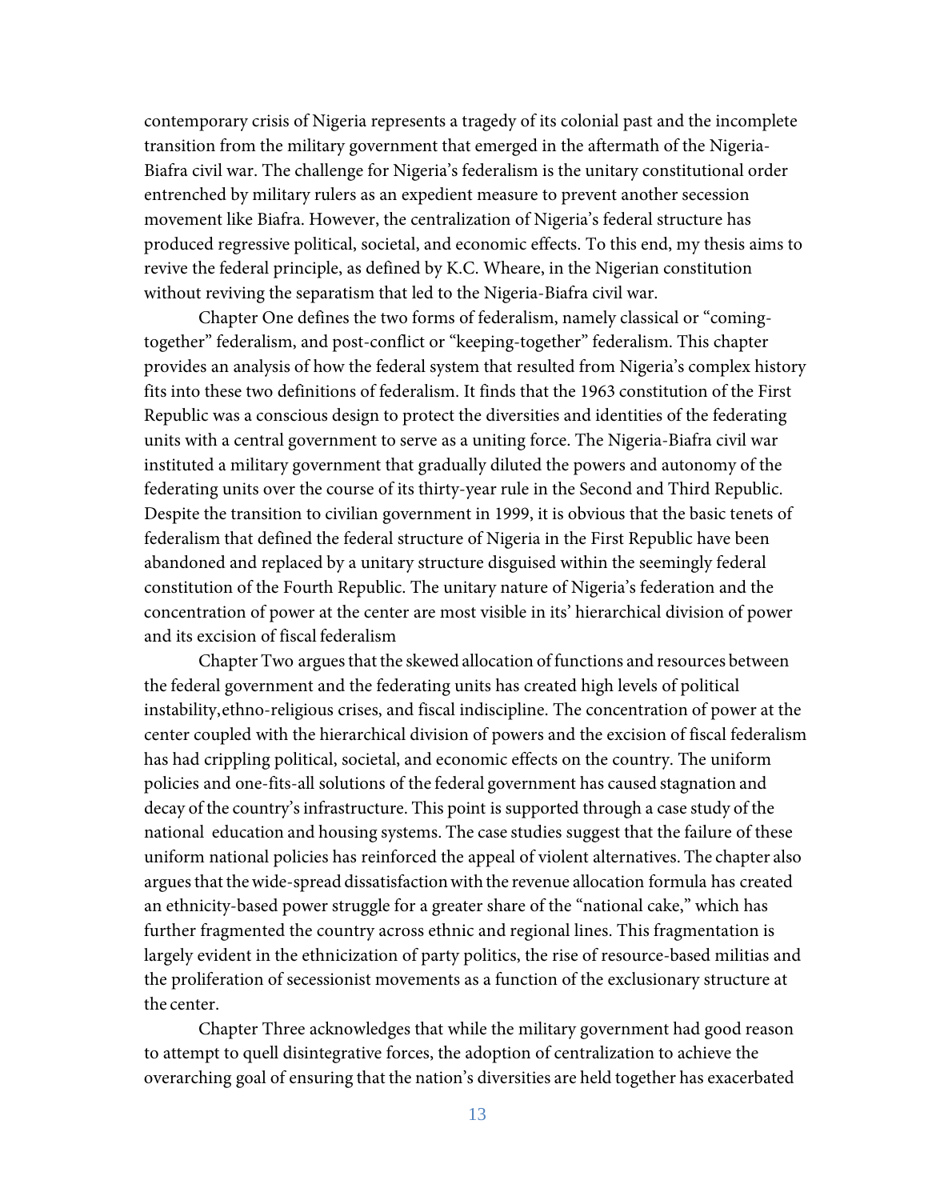contemporary crisis of Nigeria represents a tragedy of its colonial past and the incomplete transition from the military government that emerged in the aftermath of the Nigeria-Biafra civil war. The challenge for Nigeria's federalism is the unitary constitutional order entrenched by military rulers as an expedient measure to prevent another secession movement like Biafra. However, the centralization of Nigeria's federal structure has produced regressive political, societal, and economic effects. To this end, my thesis aims to revive the federal principle, as defined by K.C. Wheare, in the Nigerian constitution without reviving the separatism that led to the Nigeria-Biafra civil war.

Chapter One defines the two forms of federalism, namely classical or "coming-together" federalism, and post-conflict or "keeping-together" federalism. This chapter provides an analysis of how the federal system that resulted from Nigeria's complex history fits into these two definitions of federalism. It finds that the 1963 constitution of the First Republic was a conscious design to protect the diversities and identities of the federating units with a central government to serve as a uniting force. The Nigeria-Biafra civil war instituted a military government that gradually diluted the powers and autonomy of the federating units over the course of its thirty-year rule in the Second and Third Republic. Despite the transition to civilian government in 1999, it is obvious that the basic tenets of federalism that defined the federal structure of Nigeria in the First Republic have been abandoned and replaced by a unitary structure disguised within the seemingly federal constitution of the Fourth Republic. The unitary nature of Nigeria's federation and the concentration of power at the center are most visible in its' hierarchical division of power and its excision of fiscal federalism

Chapter Two argues that the skewed allocation of functions and resources between the federal government and the federating units has created high levels of political instability,ethno-religious crises, and fiscal indiscipline. The concentration of power at the center coupled with the hierarchical division of powers and the excision of fiscal federalism has had crippling political, societal, and economic effects on the country. The uniform policies and one-fits-all solutions of the federal government has caused stagnation and decay of the country's infrastructure. This point is supported through a case study of the national education and housing systems. The case studies suggest that the failure of these uniform national policies has reinforced the appeal of violent alternatives. The chapter also argues that the wide-spread dissatisfaction with the revenue allocation formula has created an ethnicity-based power struggle for a greater share of the "national cake," which has further fragmented the country across ethnic and regional lines. This fragmentation is largely evident in the ethnicization of party politics, the rise of resource-based militias and the proliferation of secessionist movements as a function of the exclusionary structure at the center.

Chapter Three acknowledges that while the military government had good reason to attempt to quell disintegrative forces, the adoption of centralization to achieve the overarching goal of ensuring that the nation's diversities are held together has exacerbated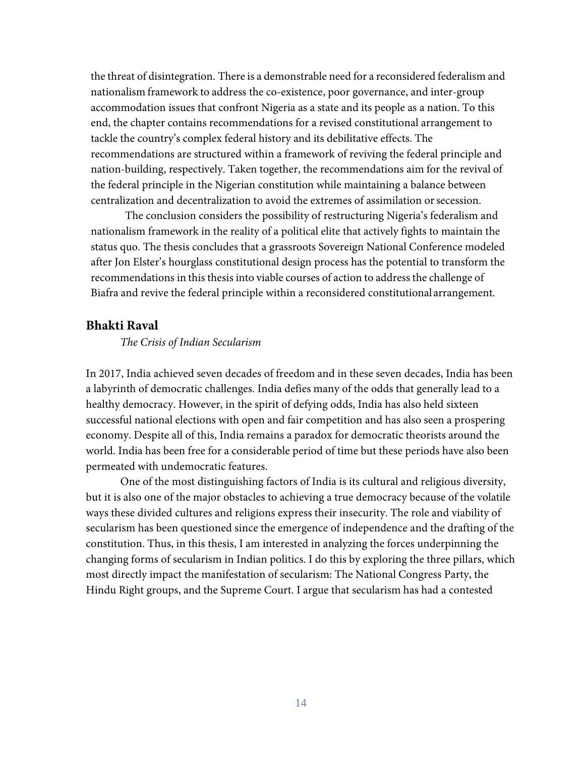the threat of disintegration. There is a demonstrable need for a reconsidered federalism and nationalism framework to address the co-existence, poor governance, and inter-group accommodation issues that confront Nigeria as a state and its people as a nation. To this end, the chapter contains recommendations for a revised constitutional arrangement to tackle the country's complex federal history and its debilitative effects. The recommendations are structured within a framework of reviving the federal principle and nation-building, respectively. Taken together, the recommendations aim for the revival of the federal principle in the Nigerian constitution while maintaining a balance between centralization and decentralization to avoid the extremes of assimilation or secession.

The conclusion considers the possibility of restructuring Nigeria's federalism and nationalism framework in the reality of a political elite that actively fights to maintain the status quo. The thesis concludes that a grassroots Sovereign National Conference modeled after Jon Elster's hourglass constitutional design process has the potential to transform the recommendations in this thesis into viable courses of action to address the challenge of Biafra and revive the federal principle within a reconsidered constitutional arrangement.

**Bhakti Raval**

*The Crisis of Indian Secularism*

In 2017, India achieved seven decades of freedom and in these seven decades, India has been a labyrinth of democratic challenges. India defies many of the odds that generally lead to a healthy democracy. However, in the spirit of defying odds, India has also held sixteen successful national elections with open and fair competition and has also seen a prospering economy. Despite all of this, India remains a paradox for democratic theorists around the world. India has been free for a considerable period of time but these periods have also been permeated with undemocratic features.

One of the most distinguishing factors of India is its cultural and religious diversity, but it is also one of the major obstacles to achieving a true democracy because of the volatile ways these divided cultures and religions express their insecurity. The role and viability of secularism has been questioned since the emergence of independence and the drafting of the constitution. Thus, in this thesis, I am interested in analyzing the forces underpinning the changing forms of secularism in Indian politics. I do this by exploring the three pillars, which most directly impact the manifestation of secularism: The National Congress Party, the Hindu Right groups, and the Supreme Court. I argue that secularism has had a contested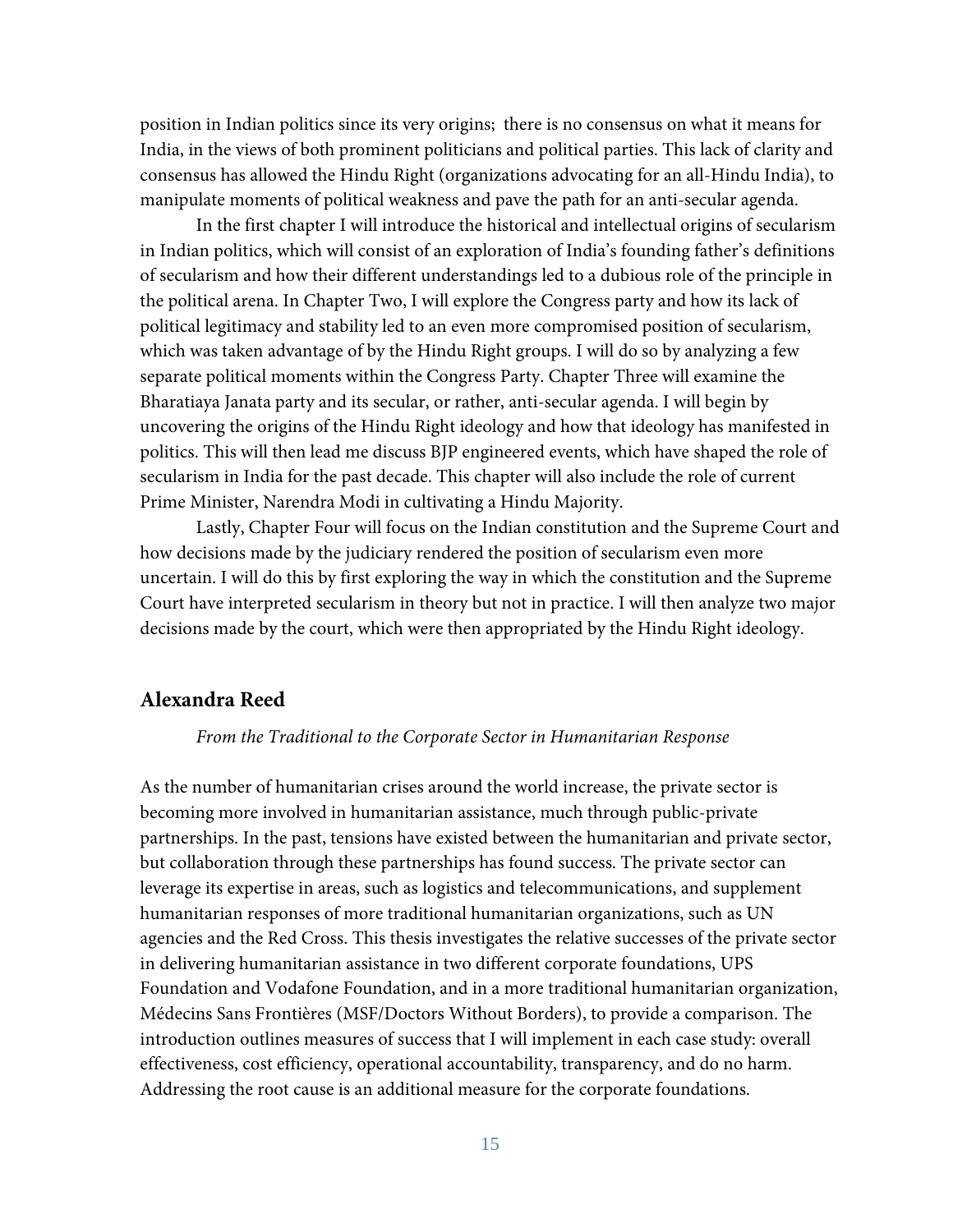position in Indian politics since its very origins; there is no consensus on what it means for India, in the views of both prominent politicians and political parties. This lack of clarity and consensus has allowed the Hindu Right (organizations advocating for an all-Hindu India), to manipulate moments of political weakness and pave the path for an anti-secular agenda.

In the first chapter I will introduce the historical and intellectual origins of secularism in Indian politics, which will consist of an exploration of India's founding father's definitions of secularism and how their different understandings led to a dubious role of the principle in the political arena. In Chapter Two, I will explore the Congress party and how its lack of political legitimacy and stability led to an even more compromised position of secularism, which was taken advantage of by the Hindu Right groups. I will do so by analyzing a few separate political moments within the Congress Party. Chapter Three will examine the Bharatiaya Janata party and its secular, or rather, anti-secular agenda. I will begin by uncovering the origins of the Hindu Right ideology and how that ideology has manifested in politics. This will then lead me discuss BJP engineered events, which have shaped the role of secularism in India for the past decade. This chapter will also include the role of current Prime Minister, Narendra Modi in cultivating a Hindu Majority.

Lastly, Chapter Four will focus on the Indian constitution and the Supreme Court and how decisions made by the judiciary rendered the position of secularism even more uncertain. I will do this by first exploring the way in which the constitution and the Supreme Court have interpreted secularism in theory but not in practice. I will then analyze two major decisions made by the court, which were then appropriated by the Hindu Right ideology.

## Alexandra Reed

*From the Traditional to the Corporate Sector in Humanitarian Response*

As the number of humanitarian crises around the world increase, the private sector is becoming more involved in humanitarian assistance, much through public-private partnerships. In the past, tensions have existed between the humanitarian and private sector, but collaboration through these partnerships has found success. The private sector can leverage its expertise in areas, such as logistics and telecommunications, and supplement humanitarian responses of more traditional humanitarian organizations, such as UN agencies and the Red Cross. This thesis investigates the relative successes of the private sector in delivering humanitarian assistance in two different corporate foundations, UPS Foundation and Vodafone Foundation, and in a more traditional humanitarian organization, Médecins Sans Frontières (MSF/Doctors Without Borders), to provide a comparison. The introduction outlines measures of success that I will implement in each case study: overall effectiveness, cost efficiency, operational accountability, transparency, and do no harm. Addressing the root cause is an additional measure for the corporate foundations.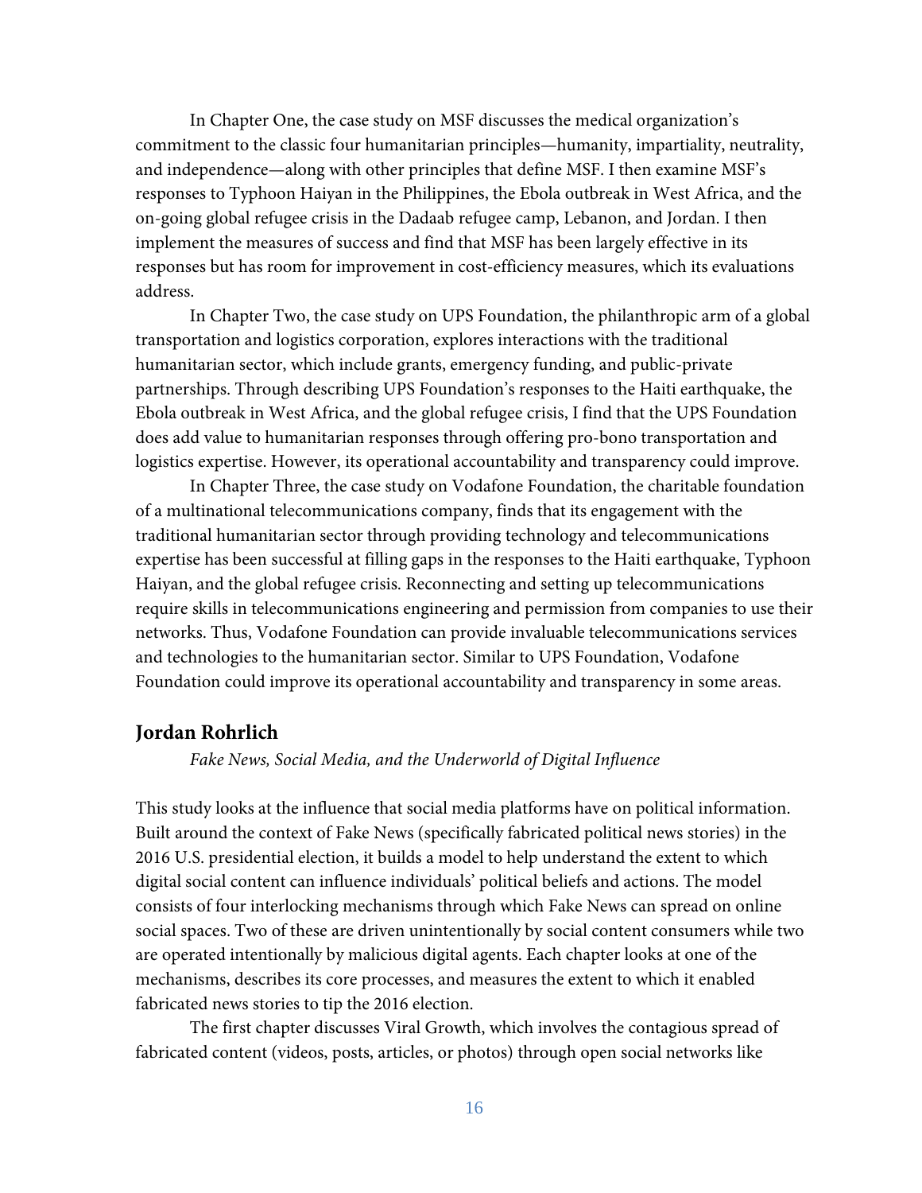In Chapter One, the case study on MSF discusses the medical organization's commitment to the classic four humanitarian principles—humanity, impartiality, neutrality, and independence—along with other principles that define MSF. I then examine MSF's responses to Typhoon Haiyan in the Philippines, the Ebola outbreak in West Africa, and the on-going global refugee crisis in the Dadaab refugee camp, Lebanon, and Jordan. I then implement the measures of success and find that MSF has been largely effective in its responses but has room for improvement in cost-efficiency measures, which its evaluations address.

In Chapter Two, the case study on UPS Foundation, the philanthropic arm of a global transportation and logistics corporation, explores interactions with the traditional humanitarian sector, which include grants, emergency funding, and public-private partnerships. Through describing UPS Foundation's responses to the Haiti earthquake, the Ebola outbreak in West Africa, and the global refugee crisis, I find that the UPS Foundation does add value to humanitarian responses through offering pro-bono transportation and logistics expertise. However, its operational accountability and transparency could improve.

In Chapter Three, the case study on Vodafone Foundation, the charitable foundation of a multinational telecommunications company, finds that its engagement with the traditional humanitarian sector through providing technology and telecommunications expertise has been successful at filling gaps in the responses to the Haiti earthquake, Typhoon Haiyan, and the global refugee crisis. Reconnecting and setting up telecommunications require skills in telecommunications engineering and permission from companies to use their networks. Thus, Vodafone Foundation can provide invaluable telecommunications services and technologies to the humanitarian sector. Similar to UPS Foundation, Vodafone Foundation could improve its operational accountability and transparency in some areas.

## Jordan Rohrlich

*Fake News, Social Media, and the Underworld of Digital Influence*

This study looks at the influence that social media platforms have on political information. Built around the context of Fake News (specifically fabricated political news stories) in the 2016 U.S. presidential election, it builds a model to help understand the extent to which digital social content can influence individuals' political beliefs and actions. The model consists of four interlocking mechanisms through which Fake News can spread on online social spaces. Two of these are driven unintentionally by social content consumers while two are operated intentionally by malicious digital agents. Each chapter looks at one of the mechanisms, describes its core processes, and measures the extent to which it enabled fabricated news stories to tip the 2016 election.

The first chapter discusses Viral Growth, which involves the contagious spread of fabricated content (videos, posts, articles, or photos) through open social networks like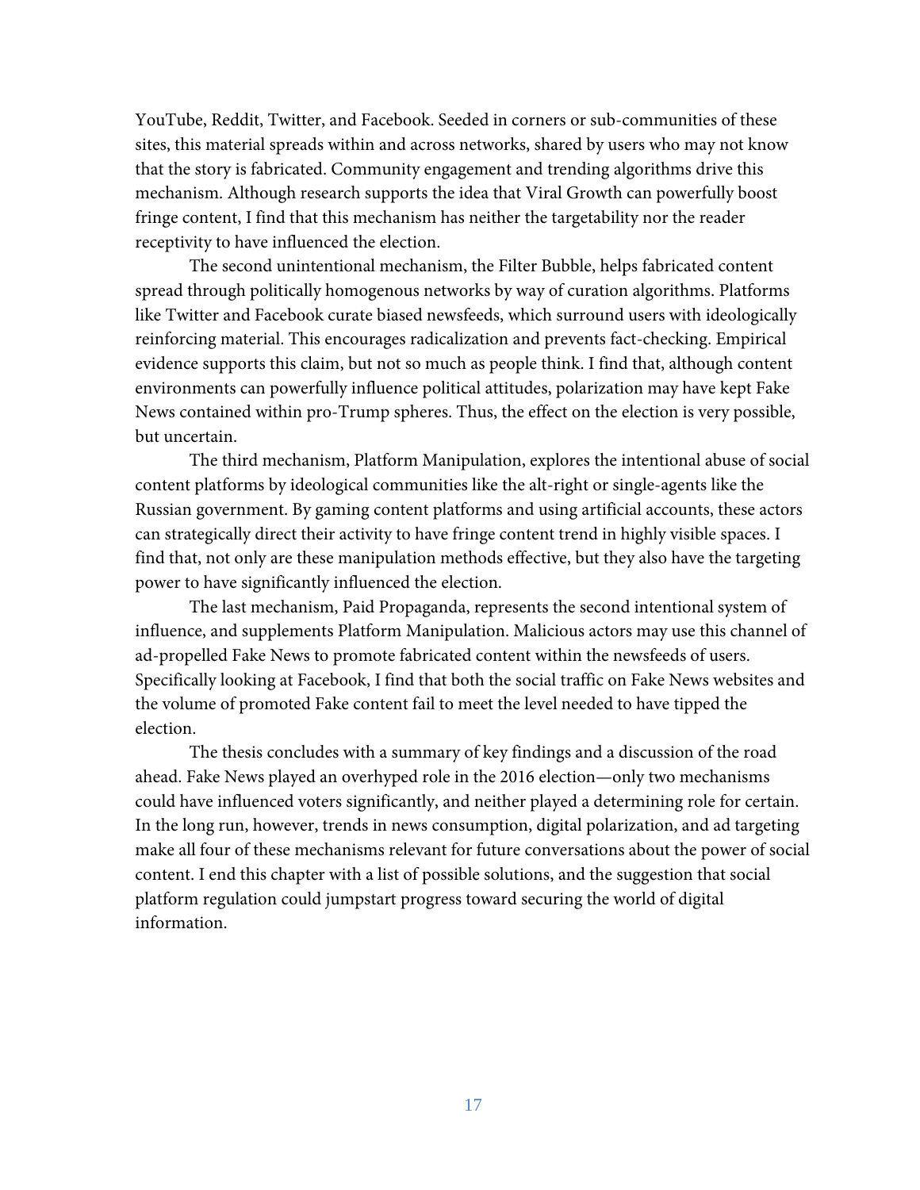YouTube, Reddit, Twitter, and Facebook. Seeded in corners or sub-communities of these sites, this material spreads within and across networks, shared by users who may not know that the story is fabricated. Community engagement and trending algorithms drive this mechanism. Although research supports the idea that Viral Growth can powerfully boost fringe content, I find that this mechanism has neither the targetability nor the reader receptivity to have influenced the election.

The second unintentional mechanism, the Filter Bubble, helps fabricated content spread through politically homogenous networks by way of curation algorithms. Platforms like Twitter and Facebook curate biased newsfeeds, which surround users with ideologically reinforcing material. This encourages radicalization and prevents fact-checking. Empirical evidence supports this claim, but not so much as people think. I find that, although content environments can powerfully influence political attitudes, polarization may have kept Fake News contained within pro-Trump spheres. Thus, the effect on the election is very possible, but uncertain.

The third mechanism, Platform Manipulation, explores the intentional abuse of social content platforms by ideological communities like the alt-right or single-agents like the Russian government. By gaming content platforms and using artificial accounts, these actors can strategically direct their activity to have fringe content trend in highly visible spaces. I find that, not only are these manipulation methods effective, but they also have the targeting power to have significantly influenced the election.

The last mechanism, Paid Propaganda, represents the second intentional system of influence, and supplements Platform Manipulation. Malicious actors may use this channel of ad-propelled Fake News to promote fabricated content within the newsfeeds of users. Specifically looking at Facebook, I find that both the social traffic on Fake News websites and the volume of promoted Fake content fail to meet the level needed to have tipped the election.

The thesis concludes with a summary of key findings and a discussion of the road ahead. Fake News played an overhyped role in the 2016 election—only two mechanisms could have influenced voters significantly, and neither played a determining role for certain. In the long run, however, trends in news consumption, digital polarization, and ad targeting make all four of these mechanisms relevant for future conversations about the power of social content. I end this chapter with a list of possible solutions, and the suggestion that social platform regulation could jumpstart progress toward securing the world of digital information.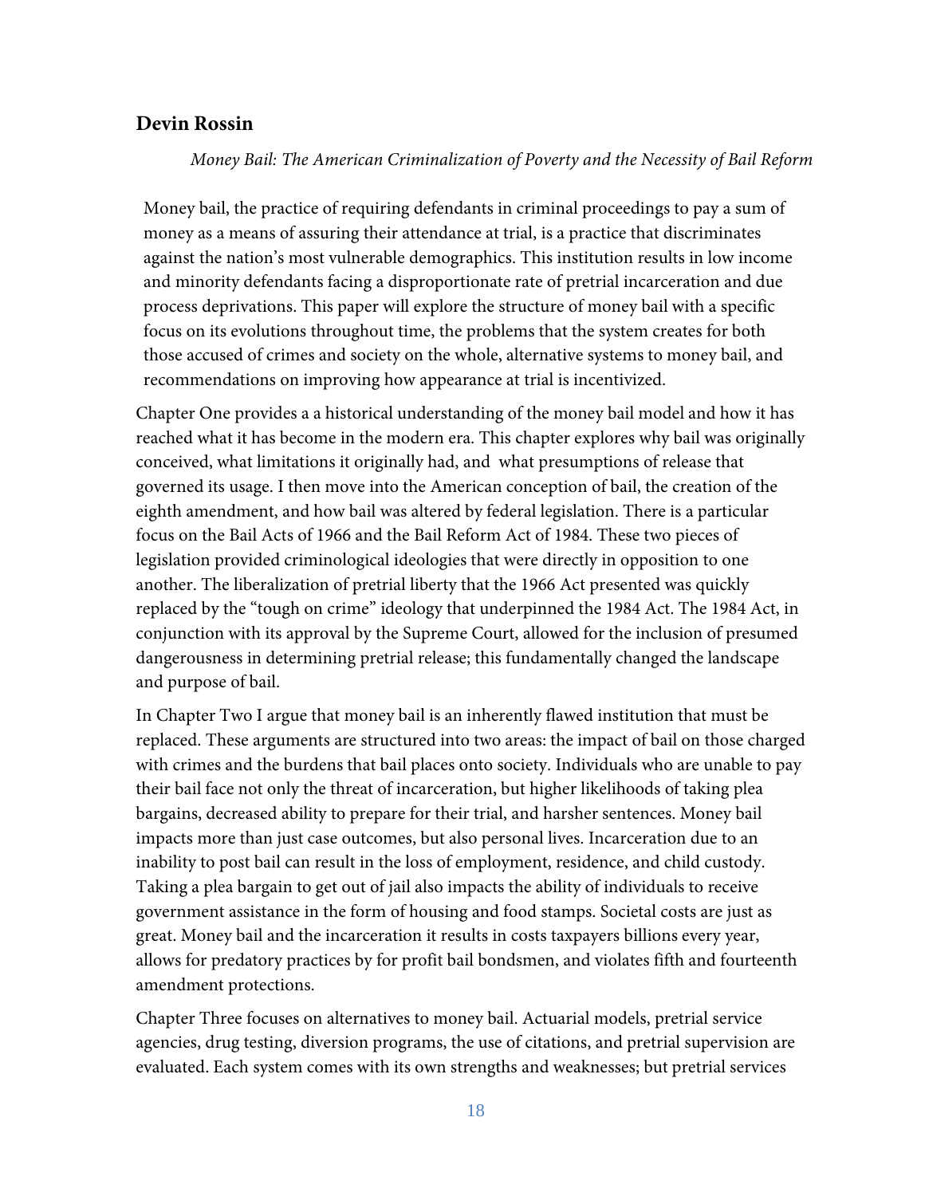### Devin Rossin

*Money Bail: The American Criminalization of Poverty and the Necessity of Bail Reform*

> Money bail, the practice of requiring defendants in criminal proceedings to pay a sum of money as a means of assuring their attendance at trial, is a practice that discriminates against the nation's most vulnerable demographics. This institution results in low income and minority defendants facing a disproportionate rate of pretrial incarceration and due process deprivations. This paper will explore the structure of money bail with a specific focus on its evolutions throughout time, the problems that the system creates for both those accused of crimes and society on the whole, alternative systems to money bail, and recommendations on improving how appearance at trial is incentivized.

Chapter One provides a a historical understanding of the money bail model and how it has reached what it has become in the modern era. This chapter explores why bail was originally conceived, what limitations it originally had, and what presumptions of release that governed its usage. I then move into the American conception of bail, the creation of the eighth amendment, and how bail was altered by federal legislation. There is a particular focus on the Bail Acts of 1966 and the Bail Reform Act of 1984. These two pieces of legislation provided criminological ideologies that were directly in opposition to one another. The liberalization of pretrial liberty that the 1966 Act presented was quickly replaced by the "tough on crime" ideology that underpinned the 1984 Act. The 1984 Act, in conjunction with its approval by the Supreme Court, allowed for the inclusion of presumed dangerousness in determining pretrial release; this fundamentally changed the landscape and purpose of bail.

In Chapter Two I argue that money bail is an inherently flawed institution that must be replaced. These arguments are structured into two areas: the impact of bail on those charged with crimes and the burdens that bail places onto society. Individuals who are unable to pay their bail face not only the threat of incarceration, but higher likelihoods of taking plea bargains, decreased ability to prepare for their trial, and harsher sentences. Money bail impacts more than just case outcomes, but also personal lives. Incarceration due to an inability to post bail can result in the loss of employment, residence, and child custody. Taking a plea bargain to get out of jail also impacts the ability of individuals to receive government assistance in the form of housing and food stamps. Societal costs are just as great. Money bail and the incarceration it results in costs taxpayers billions every year, allows for predatory practices by for profit bail bondsmen, and violates fifth and fourteenth amendment protections.

Chapter Three focuses on alternatives to money bail. Actuarial models, pretrial service agencies, drug testing, diversion programs, the use of citations, and pretrial supervision are evaluated. Each system comes with its own strengths and weaknesses; but pretrial services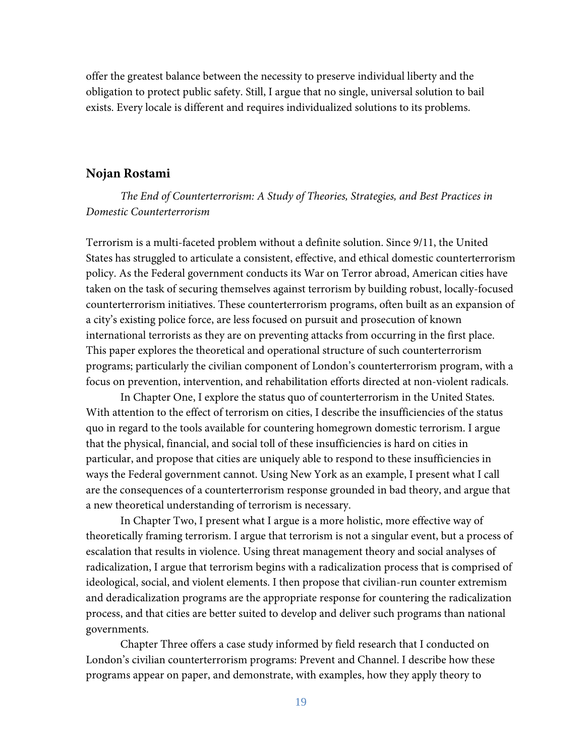offer the greatest balance between the necessity to preserve individual liberty and the obligation to protect public safety. Still, I argue that no single, universal solution to bail exists. Every locale is different and requires individualized solutions to its problems.

### Nojan Rostami

*The End of Counterterrorism: A Study of Theories, Strategies, and Best Practices in Domestic Counterterrorism*

Terrorism is a multi-faceted problem without a definite solution. Since 9/11, the United States has struggled to articulate a consistent, effective, and ethical domestic counterterrorism policy. As the Federal government conducts its War on Terror abroad, American cities have taken on the task of securing themselves against terrorism by building robust, locally-focused counterterrorism initiatives. These counterterrorism programs, often built as an expansion of a city's existing police force, are less focused on pursuit and prosecution of known international terrorists as they are on preventing attacks from occurring in the first place. This paper explores the theoretical and operational structure of such counterterrorism programs; particularly the civilian component of London's counterterrorism program, with a focus on prevention, intervention, and rehabilitation efforts directed at non-violent radicals.

In Chapter One, I explore the status quo of counterterrorism in the United States. With attention to the effect of terrorism on cities, I describe the insufficiencies of the status quo in regard to the tools available for countering homegrown domestic terrorism. I argue that the physical, financial, and social toll of these insufficiencies is hard on cities in particular, and propose that cities are uniquely able to respond to these insufficiencies in ways the Federal government cannot. Using New York as an example, I present what I call are the consequences of a counterterrorism response grounded in bad theory, and argue that a new theoretical understanding of terrorism is necessary.

In Chapter Two, I present what I argue is a more holistic, more effective way of theoretically framing terrorism. I argue that terrorism is not a singular event, but a process of escalation that results in violence. Using threat management theory and social analyses of radicalization, I argue that terrorism begins with a radicalization process that is comprised of ideological, social, and violent elements. I then propose that civilian-run counter extremism and deradicalization programs are the appropriate response for countering the radicalization process, and that cities are better suited to develop and deliver such programs than national governments.

Chapter Three offers a case study informed by field research that I conducted on London's civilian counterterrorism programs: Prevent and Channel. I describe how these programs appear on paper, and demonstrate, with examples, how they apply theory to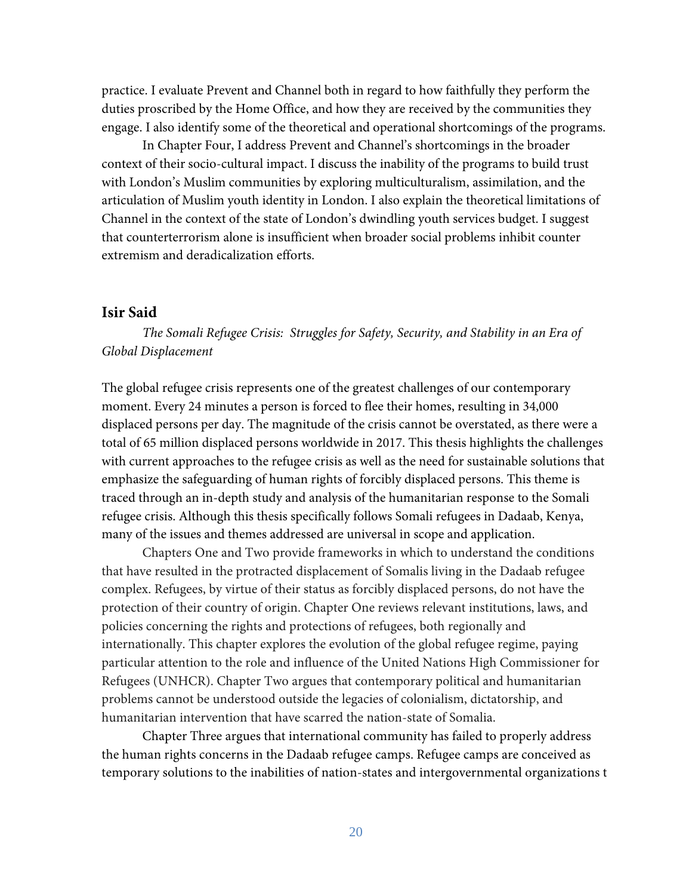practice. I evaluate Prevent and Channel both in regard to how faithfully they perform the duties proscribed by the Home Office, and how they are received by the communities they engage. I also identify some of the theoretical and operational shortcomings of the programs.

In Chapter Four, I address Prevent and Channel's shortcomings in the broader context of their socio-cultural impact. I discuss the inability of the programs to build trust with London's Muslim communities by exploring multiculturalism, assimilation, and the articulation of Muslim youth identity in London. I also explain the theoretical limitations of Channel in the context of the state of London's dwindling youth services budget. I suggest that counterterrorism alone is insufficient when broader social problems inhibit counter extremism and deradicalization efforts.

### Isir Said

*The Somali Refugee Crisis: Struggles for Safety, Security, and Stability in an Era of Global Displacement*

The global refugee crisis represents one of the greatest challenges of our contemporary moment. Every 24 minutes a person is forced to flee their homes, resulting in 34,000 displaced persons per day. The magnitude of the crisis cannot be overstated, as there were a total of 65 million displaced persons worldwide in 2017. This thesis highlights the challenges with current approaches to the refugee crisis as well as the need for sustainable solutions that emphasize the safeguarding of human rights of forcibly displaced persons. This theme is traced through an in-depth study and analysis of the humanitarian response to the Somali refugee crisis. Although this thesis specifically follows Somali refugees in Dadaab, Kenya, many of the issues and themes addressed are universal in scope and application.

Chapters One and Two provide frameworks in which to understand the conditions that have resulted in the protracted displacement of Somalis living in the Dadaab refugee complex. Refugees, by virtue of their status as forcibly displaced persons, do not have the protection of their country of origin. Chapter One reviews relevant institutions, laws, and policies concerning the rights and protections of refugees, both regionally and internationally. This chapter explores the evolution of the global refugee regime, paying particular attention to the role and influence of the United Nations High Commissioner for Refugees (UNHCR). Chapter Two argues that contemporary political and humanitarian problems cannot be understood outside the legacies of colonialism, dictatorship, and humanitarian intervention that have scarred the nation-state of Somalia.

Chapter Three argues that international community has failed to properly address the human rights concerns in the Dadaab refugee camps. Refugee camps are conceived as temporary solutions to the inabilities of nation-states and intergovernmental organizations t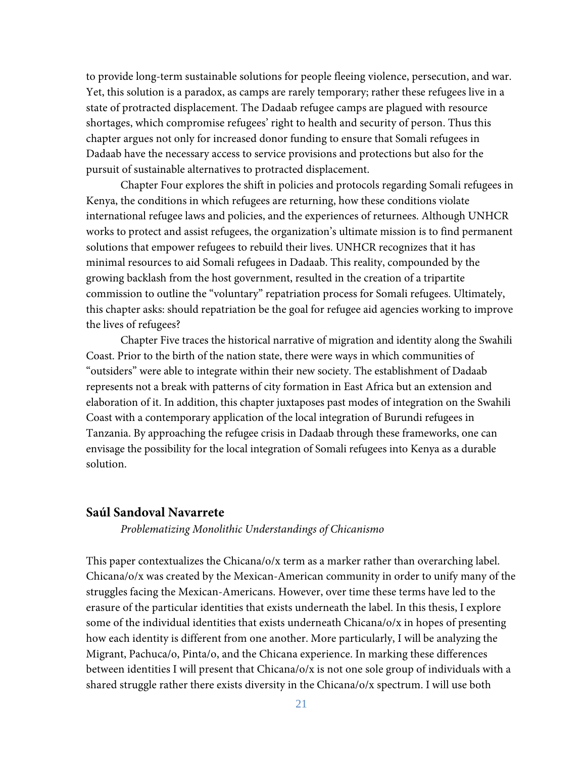to provide long-term sustainable solutions for people fleeing violence, persecution, and war. Yet, this solution is a paradox, as camps are rarely temporary; rather these refugees live in a state of protracted displacement. The Dadaab refugee camps are plagued with resource shortages, which compromise refugees' right to health and security of person. Thus this chapter argues not only for increased donor funding to ensure that Somali refugees in Dadaab have the necessary access to service provisions and protections but also for the pursuit of sustainable alternatives to protracted displacement.

Chapter Four explores the shift in policies and protocols regarding Somali refugees in Kenya, the conditions in which refugees are returning, how these conditions violate international refugee laws and policies, and the experiences of returnees. Although UNHCR works to protect and assist refugees, the organization's ultimate mission is to find permanent solutions that empower refugees to rebuild their lives. UNHCR recognizes that it has minimal resources to aid Somali refugees in Dadaab. This reality, compounded by the growing backlash from the host government, resulted in the creation of a tripartite commission to outline the "voluntary" repatriation process for Somali refugees. Ultimately, this chapter asks: should repatriation be the goal for refugee aid agencies working to improve the lives of refugees?

Chapter Five traces the historical narrative of migration and identity along the Swahili Coast. Prior to the birth of the nation state, there were ways in which communities of "outsiders" were able to integrate within their new society. The establishment of Dadaab represents not a break with patterns of city formation in East Africa but an extension and elaboration of it. In addition, this chapter juxtaposes past modes of integration on the Swahili Coast with a contemporary application of the local integration of Burundi refugees in Tanzania. By approaching the refugee crisis in Dadaab through these frameworks, one can envisage the possibility for the local integration of Somali refugees into Kenya as a durable solution.

## Saúl Sandoval Navarrete

*Problematizing Monolithic Understandings of Chicanismo*

This paper contextualizes the Chicana/o/x term as a marker rather than overarching label. Chicana/o/x was created by the Mexican-American community in order to unify many of the struggles facing the Mexican-Americans. However, over time these terms have led to the erasure of the particular identities that exists underneath the label. In this thesis, I explore some of the individual identities that exists underneath Chicana/o/x in hopes of presenting how each identity is different from one another. More particularly, I will be analyzing the Migrant, Pachuca/o, Pinta/o, and the Chicana experience. In marking these differences between identities I will present that Chicana/o/x is not one sole group of individuals with a shared struggle rather there exists diversity in the Chicana/o/x spectrum. I will use both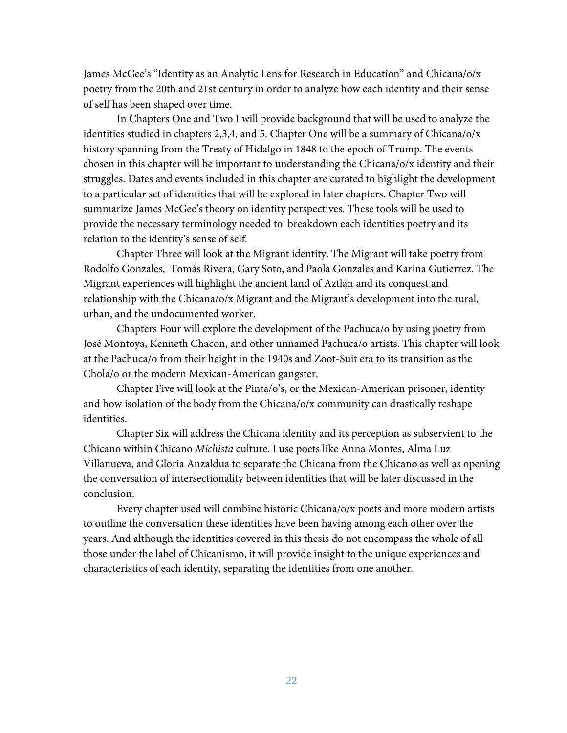James McGee's "Identity as an Analytic Lens for Research in Education" and Chicana/o/x poetry from the 20th and 21st century in order to analyze how each identity and their sense of self has been shaped over time.

In Chapters One and Two I will provide background that will be used to analyze the identities studied in chapters 2,3,4, and 5. Chapter One will be a summary of Chicana/o/x history spanning from the Treaty of Hidalgo in 1848 to the epoch of Trump. The events chosen in this chapter will be important to understanding the Chicana/o/x identity and their struggles. Dates and events included in this chapter are curated to highlight the development to a particular set of identities that will be explored in later chapters. Chapter Two will summarize James McGee's theory on identity perspectives. These tools will be used to provide the necessary terminology needed to  breakdown each identities poetry and its relation to the identity's sense of self.

Chapter Three will look at the Migrant identity. The Migrant will take poetry from Rodolfo Gonzales,  Tomás Rivera, Gary Soto, and Paola Gonzales and Karina Gutierrez. The Migrant experiences will highlight the ancient land of Aztlán and its conquest and relationship with the Chicana/o/x Migrant and the Migrant's development into the rural, urban, and the undocumented worker.

Chapters Four will explore the development of the Pachuca/o by using poetry from José Montoya, Kenneth Chacon, and other unnamed Pachuca/o artists. This chapter will look at the Pachuca/o from their height in the 1940s and Zoot-Suit era to its transition as the Chola/o or the modern Mexican-American gangster.

Chapter Five will look at the Pinta/o's, or the Mexican-American prisoner, identity and how isolation of the body from the Chicana/o/x community can drastically reshape identities.

Chapter Six will address the Chicana identity and its perception as subservient to the Chicano within Chicano *Michista* culture. I use poets like Anna Montes, Alma Luz Villanueva, and Gloria Anzaldua to separate the Chicana from the Chicano as well as opening the conversation of intersectionality between identities that will be later discussed in the conclusion.

Every chapter used will combine historic Chicana/o/x poets and more modern artists to outline the conversation these identities have been having among each other over the years. And although the identities covered in this thesis do not encompass the whole of all those under the label of Chicanismo, it will provide insight to the unique experiences and characteristics of each identity, separating the identities from one another.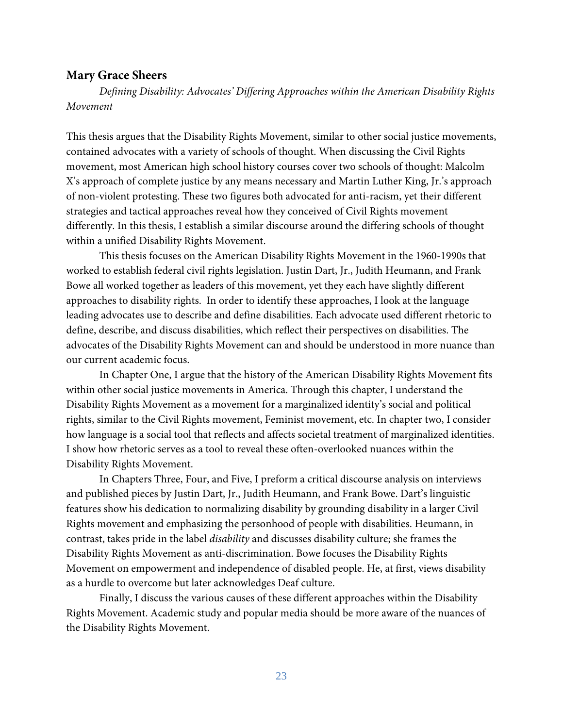## Mary Grace Sheers

*Defining Disability: Advocates' Differing Approaches within the American Disability Rights Movement*

This thesis argues that the Disability Rights Movement, similar to other social justice movements, contained advocates with a variety of schools of thought. When discussing the Civil Rights movement, most American high school history courses cover two schools of thought: Malcolm X's approach of complete justice by any means necessary and Martin Luther King, Jr.'s approach of non-violent protesting. These two figures both advocated for anti-racism, yet their different strategies and tactical approaches reveal how they conceived of Civil Rights movement differently. In this thesis, I establish a similar discourse around the differing schools of thought within a unified Disability Rights Movement.

This thesis focuses on the American Disability Rights Movement in the 1960-1990s that worked to establish federal civil rights legislation. Justin Dart, Jr., Judith Heumann, and Frank Bowe all worked together as leaders of this movement, yet they each have slightly different approaches to disability rights. In order to identify these approaches, I look at the language leading advocates use to describe and define disabilities. Each advocate used different rhetoric to define, describe, and discuss disabilities, which reflect their perspectives on disabilities. The advocates of the Disability Rights Movement can and should be understood in more nuance than our current academic focus.

In Chapter One, I argue that the history of the American Disability Rights Movement fits within other social justice movements in America. Through this chapter, I understand the Disability Rights Movement as a movement for a marginalized identity's social and political rights, similar to the Civil Rights movement, Feminist movement, etc. In chapter two, I consider how language is a social tool that reflects and affects societal treatment of marginalized identities. I show how rhetoric serves as a tool to reveal these often-overlooked nuances within the Disability Rights Movement.

In Chapters Three, Four, and Five, I preform a critical discourse analysis on interviews and published pieces by Justin Dart, Jr., Judith Heumann, and Frank Bowe. Dart's linguistic features show his dedication to normalizing disability by grounding disability in a larger Civil Rights movement and emphasizing the personhood of people with disabilities. Heumann, in contrast, takes pride in the label *disability* and discusses disability culture; she frames the Disability Rights Movement as anti-discrimination. Bowe focuses the Disability Rights Movement on empowerment and independence of disabled people. He, at first, views disability as a hurdle to overcome but later acknowledges Deaf culture.

Finally, I discuss the various causes of these different approaches within the Disability Rights Movement. Academic study and popular media should be more aware of the nuances of the Disability Rights Movement.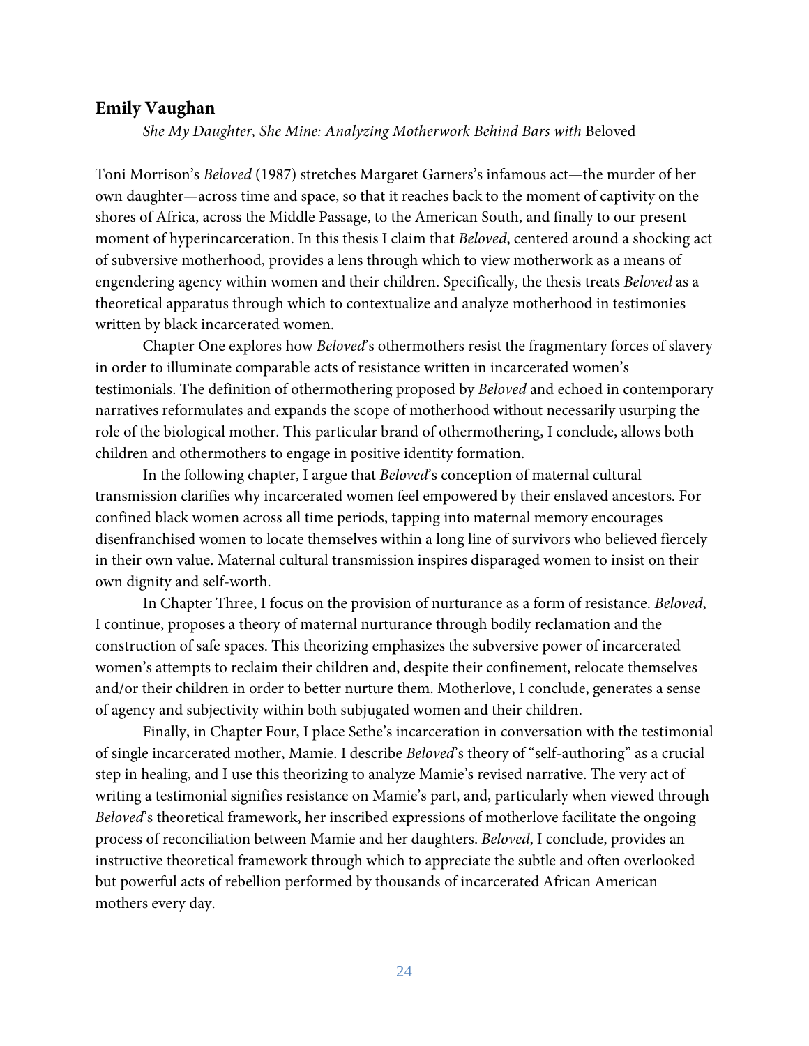### Emily Vaughan

*She My Daughter, She Mine: Analyzing Motherwork Behind Bars with* Beloved

Toni Morrison's *Beloved* (1987) stretches Margaret Garners's infamous act—the murder of her own daughter—across time and space, so that it reaches back to the moment of captivity on the shores of Africa, across the Middle Passage, to the American South, and finally to our present moment of hyperincarceration. In this thesis I claim that *Beloved*, centered around a shocking act of subversive motherhood, provides a lens through which to view motherwork as a means of engendering agency within women and their children. Specifically, the thesis treats *Beloved* as a theoretical apparatus through which to contextualize and analyze motherhood in testimonies written by black incarcerated women.

Chapter One explores how *Beloved*'s othermothers resist the fragmentary forces of slavery in order to illuminate comparable acts of resistance written in incarcerated women's testimonials. The definition of othermothering proposed by *Beloved* and echoed in contemporary narratives reformulates and expands the scope of motherhood without necessarily usurping the role of the biological mother. This particular brand of othermothering, I conclude, allows both children and othermothers to engage in positive identity formation.

In the following chapter, I argue that *Beloved*'s conception of maternal cultural transmission clarifies why incarcerated women feel empowered by their enslaved ancestors. For confined black women across all time periods, tapping into maternal memory encourages disenfranchised women to locate themselves within a long line of survivors who believed fiercely in their own value. Maternal cultural transmission inspires disparaged women to insist on their own dignity and self-worth.

In Chapter Three, I focus on the provision of nurturance as a form of resistance. *Beloved*, I continue, proposes a theory of maternal nurturance through bodily reclamation and the construction of safe spaces. This theorizing emphasizes the subversive power of incarcerated women's attempts to reclaim their children and, despite their confinement, relocate themselves and/or their children in order to better nurture them. Motherlove, I conclude, generates a sense of agency and subjectivity within both subjugated women and their children.

Finally, in Chapter Four, I place Sethe's incarceration in conversation with the testimonial of single incarcerated mother, Mamie. I describe *Beloved*'s theory of "self-authoring" as a crucial step in healing, and I use this theorizing to analyze Mamie's revised narrative. The very act of writing a testimonial signifies resistance on Mamie's part, and, particularly when viewed through *Beloved*'s theoretical framework, her inscribed expressions of motherlove facilitate the ongoing process of reconciliation between Mamie and her daughters. *Beloved*, I conclude, provides an instructive theoretical framework through which to appreciate the subtle and often overlooked but powerful acts of rebellion performed by thousands of incarcerated African American mothers every day.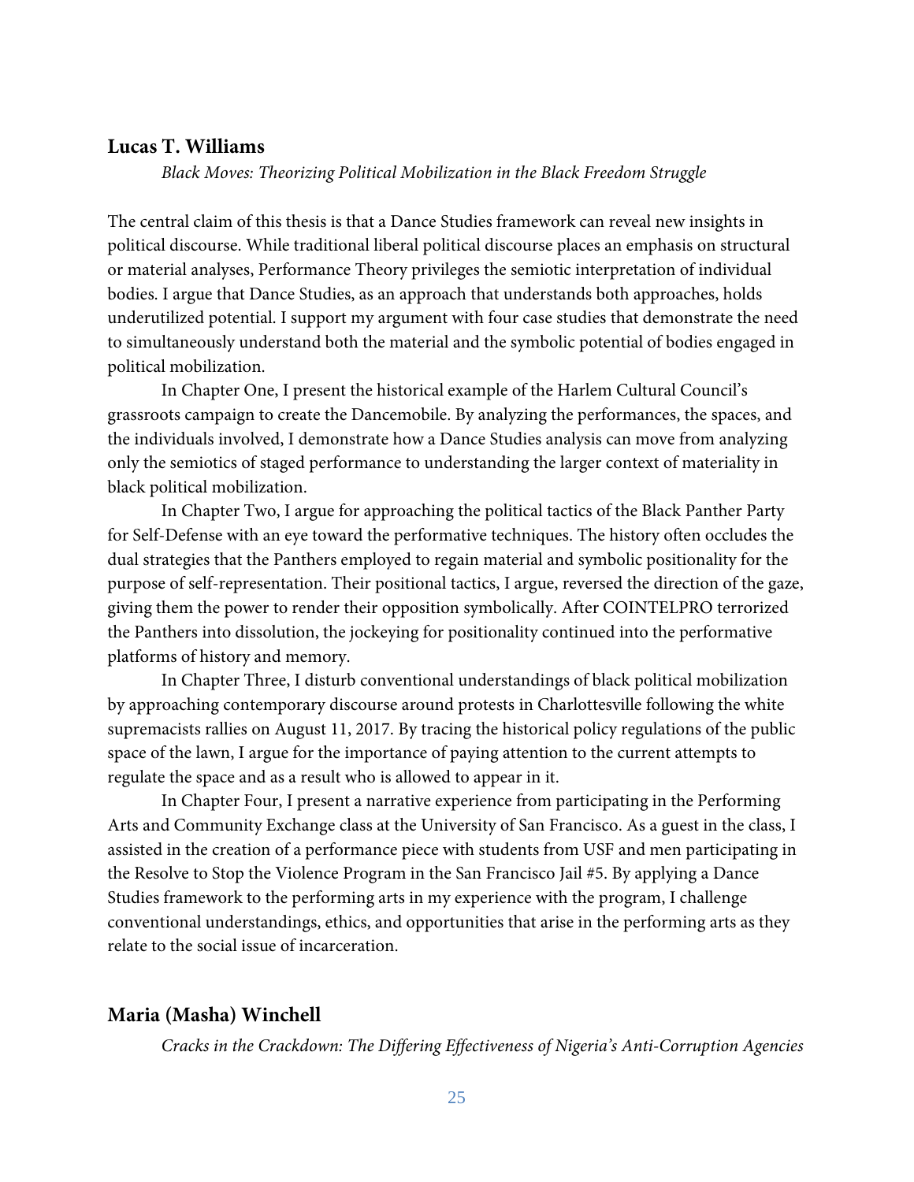### Lucas T. Williams

*Black Moves: Theorizing Political Mobilization in the Black Freedom Struggle*

The central claim of this thesis is that a Dance Studies framework can reveal new insights in political discourse. While traditional liberal political discourse places an emphasis on structural or material analyses, Performance Theory privileges the semiotic interpretation of individual bodies. I argue that Dance Studies, as an approach that understands both approaches, holds underutilized potential. I support my argument with four case studies that demonstrate the need to simultaneously understand both the material and the symbolic potential of bodies engaged in political mobilization.

In Chapter One, I present the historical example of the Harlem Cultural Council's grassroots campaign to create the Dancemobile. By analyzing the performances, the spaces, and the individuals involved, I demonstrate how a Dance Studies analysis can move from analyzing only the semiotics of staged performance to understanding the larger context of materiality in black political mobilization.

In Chapter Two, I argue for approaching the political tactics of the Black Panther Party for Self-Defense with an eye toward the performative techniques. The history often occludes the dual strategies that the Panthers employed to regain material and symbolic positionality for the purpose of self-representation. Their positional tactics, I argue, reversed the direction of the gaze, giving them the power to render their opposition symbolically. After COINTELPRO terrorized the Panthers into dissolution, the jockeying for positionality continued into the performative platforms of history and memory.

In Chapter Three, I disturb conventional understandings of black political mobilization by approaching contemporary discourse around protests in Charlottesville following the white supremacists rallies on August 11, 2017. By tracing the historical policy regulations of the public space of the lawn, I argue for the importance of paying attention to the current attempts to regulate the space and as a result who is allowed to appear in it.

In Chapter Four, I present a narrative experience from participating in the Performing Arts and Community Exchange class at the University of San Francisco. As a guest in the class, I assisted in the creation of a performance piece with students from USF and men participating in the Resolve to Stop the Violence Program in the San Francisco Jail #5. By applying a Dance Studies framework to the performing arts in my experience with the program, I challenge conventional understandings, ethics, and opportunities that arise in the performing arts as they relate to the social issue of incarceration.

### Maria (Masha) Winchell

*Cracks in the Crackdown: The Differing Effectiveness of Nigeria's Anti-Corruption Agencies*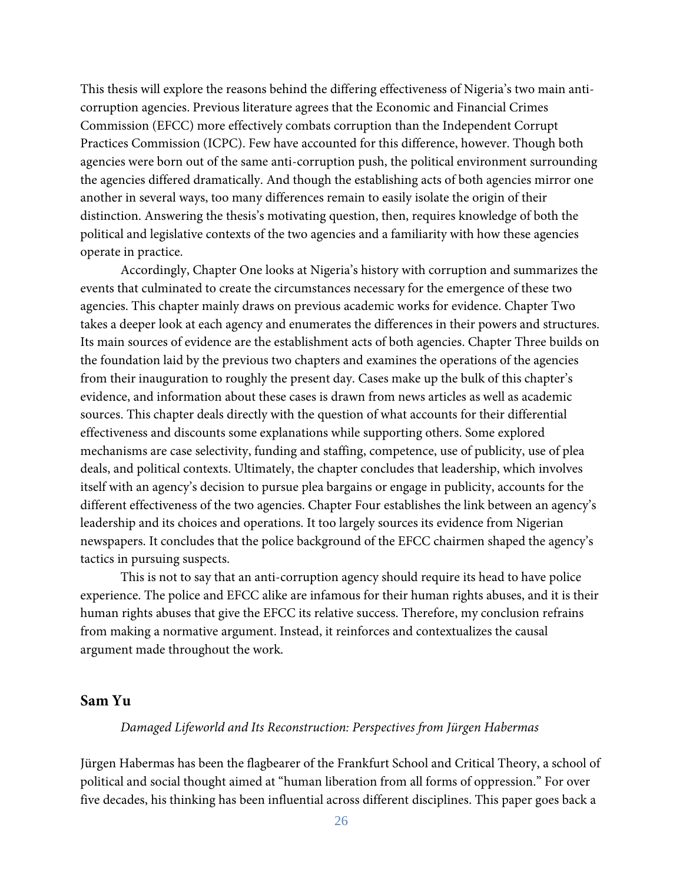This thesis will explore the reasons behind the differing effectiveness of Nigeria's two main anti-corruption agencies. Previous literature agrees that the Economic and Financial Crimes Commission (EFCC) more effectively combats corruption than the Independent Corrupt Practices Commission (ICPC). Few have accounted for this difference, however. Though both agencies were born out of the same anti-corruption push, the political environment surrounding the agencies differed dramatically. And though the establishing acts of both agencies mirror one another in several ways, too many differences remain to easily isolate the origin of their distinction. Answering the thesis's motivating question, then, requires knowledge of both the political and legislative contexts of the two agencies and a familiarity with how these agencies operate in practice.

Accordingly, Chapter One looks at Nigeria's history with corruption and summarizes the events that culminated to create the circumstances necessary for the emergence of these two agencies. This chapter mainly draws on previous academic works for evidence. Chapter Two takes a deeper look at each agency and enumerates the differences in their powers and structures. Its main sources of evidence are the establishment acts of both agencies. Chapter Three builds on the foundation laid by the previous two chapters and examines the operations of the agencies from their inauguration to roughly the present day. Cases make up the bulk of this chapter's evidence, and information about these cases is drawn from news articles as well as academic sources. This chapter deals directly with the question of what accounts for their differential effectiveness and discounts some explanations while supporting others. Some explored mechanisms are case selectivity, funding and staffing, competence, use of publicity, use of plea deals, and political contexts. Ultimately, the chapter concludes that leadership, which involves itself with an agency's decision to pursue plea bargains or engage in publicity, accounts for the different effectiveness of the two agencies. Chapter Four establishes the link between an agency's leadership and its choices and operations. It too largely sources its evidence from Nigerian newspapers. It concludes that the police background of the EFCC chairmen shaped the agency's tactics in pursuing suspects.

This is not to say that an anti-corruption agency should require its head to have police experience. The police and EFCC alike are infamous for their human rights abuses, and it is their human rights abuses that give the EFCC its relative success. Therefore, my conclusion refrains from making a normative argument. Instead, it reinforces and contextualizes the causal argument made throughout the work.

### Sam Yu

*Damaged Lifeworld and Its Reconstruction: Perspectives from Jürgen Habermas*

Jürgen Habermas has been the flagbearer of the Frankfurt School and Critical Theory, a school of political and social thought aimed at "human liberation from all forms of oppression." For over five decades, his thinking has been influential across different disciplines. This paper goes back a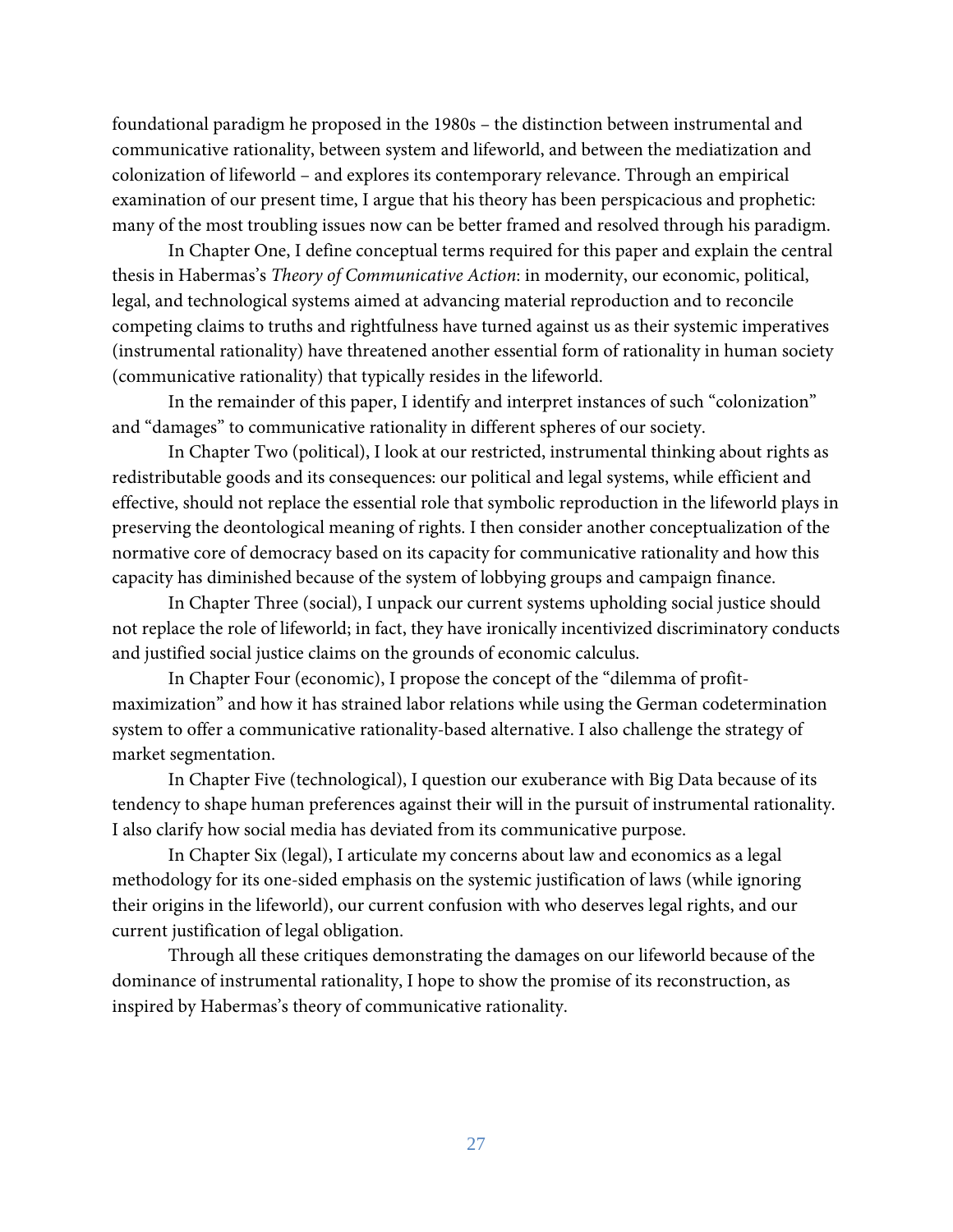foundational paradigm he proposed in the 1980s – the distinction between instrumental and communicative rationality, between system and lifeworld, and between the mediatization and colonization of lifeworld – and explores its contemporary relevance. Through an empirical examination of our present time, I argue that his theory has been perspicacious and prophetic: many of the most troubling issues now can be better framed and resolved through his paradigm.

In Chapter One, I define conceptual terms required for this paper and explain the central thesis in Habermas's *Theory of Communicative Action*: in modernity, our economic, political, legal, and technological systems aimed at advancing material reproduction and to reconcile competing claims to truths and rightfulness have turned against us as their systemic imperatives (instrumental rationality) have threatened another essential form of rationality in human society (communicative rationality) that typically resides in the lifeworld.

In the remainder of this paper, I identify and interpret instances of such "colonization" and "damages" to communicative rationality in different spheres of our society.

In Chapter Two (political), I look at our restricted, instrumental thinking about rights as redistributable goods and its consequences: our political and legal systems, while efficient and effective, should not replace the essential role that symbolic reproduction in the lifeworld plays in preserving the deontological meaning of rights. I then consider another conceptualization of the normative core of democracy based on its capacity for communicative rationality and how this capacity has diminished because of the system of lobbying groups and campaign finance.

In Chapter Three (social), I unpack our current systems upholding social justice should not replace the role of lifeworld; in fact, they have ironically incentivized discriminatory conducts and justified social justice claims on the grounds of economic calculus.

In Chapter Four (economic), I propose the concept of the "dilemma of profit-maximization" and how it has strained labor relations while using the German codetermination system to offer a communicative rationality-based alternative. I also challenge the strategy of market segmentation.

In Chapter Five (technological), I question our exuberance with Big Data because of its tendency to shape human preferences against their will in the pursuit of instrumental rationality. I also clarify how social media has deviated from its communicative purpose.

In Chapter Six (legal), I articulate my concerns about law and economics as a legal methodology for its one-sided emphasis on the systemic justification of laws (while ignoring their origins in the lifeworld), our current confusion with who deserves legal rights, and our current justification of legal obligation.

Through all these critiques demonstrating the damages on our lifeworld because of the dominance of instrumental rationality, I hope to show the promise of its reconstruction, as inspired by Habermas's theory of communicative rationality.